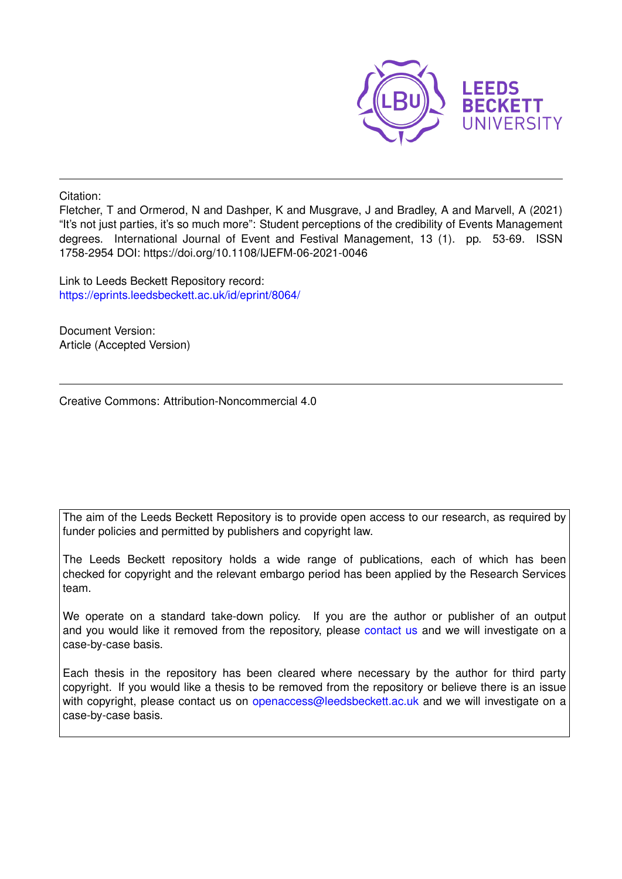LEEDS BECKETT UNIVERSITY

Citation:

Fletcher, T and Ormerod, N and Dashper, K and Musgrave, J and Bradley, A and Marvell, A (2021) "It's not just parties, it's so much more": Student perceptions of the credibility of Events Management degrees. International Journal of Event and Festival Management, 13 (1). pp. 53-69. ISSN 1758-2954 DOI: https://doi.org/10.1108/IJEFM-06-2021-0046

Link to Leeds Beckett Repository record:
https://eprints.leedsbeckett.ac.uk/id/eprint/8064/

Document Version:
Article (Accepted Version)

---

Creative Commons: Attribution-Noncommercial 4.0

The aim of the Leeds Beckett Repository is to provide open access to our research, as required by funder policies and permitted by publishers and copyright law.

The Leeds Beckett repository holds a wide range of publications, each of which has been checked for copyright and the relevant embargo period has been applied by the Research Services team.

We operate on a standard take-down policy. If you are the author or publisher of an output and you would like it removed from the repository, please contact us and we will investigate on a case-by-case basis.

Each thesis in the repository has been cleared where necessary by the author for third party copyright. If you would like a thesis to be removed from the repository or believe there is an issue with copyright, please contact us on openaccess@leedsbeckett.ac.uk and we will investigate on a case-by-case basis.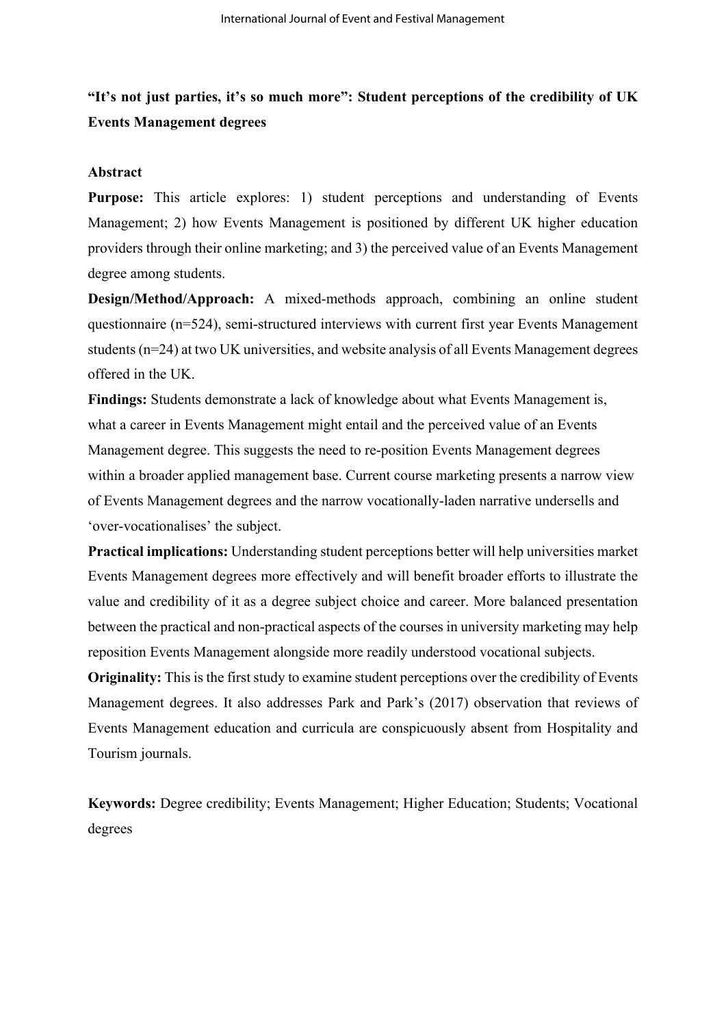# "It's not just parties, it's so much more": Student perceptions of the credibility of UK Events Management degrees

## Abstract

**Purpose:** This article explores: 1) student perceptions and understanding of Events Management; 2) how Events Management is positioned by different UK higher education providers through their online marketing; and 3) the perceived value of an Events Management degree among students.

**Design/Method/Approach:** A mixed-methods approach, combining an online student questionnaire (n=524), semi-structured interviews with current first year Events Management students (n=24) at two UK universities, and website analysis of all Events Management degrees offered in the UK.

**Findings:** Students demonstrate a lack of knowledge about what Events Management is, what a career in Events Management might entail and the perceived value of an Events Management degree. This suggests the need to re-position Events Management degrees within a broader applied management base. Current course marketing presents a narrow view of Events Management degrees and the narrow vocationally-laden narrative undersells and 'over-vocationalises' the subject.

**Practical implications:** Understanding student perceptions better will help universities market Events Management degrees more effectively and will benefit broader efforts to illustrate the value and credibility of it as a degree subject choice and career. More balanced presentation between the practical and non-practical aspects of the courses in university marketing may help reposition Events Management alongside more readily understood vocational subjects.

**Originality:** This is the first study to examine student perceptions over the credibility of Events Management degrees. It also addresses Park and Park's (2017) observation that reviews of Events Management education and curricula are conspicuously absent from Hospitality and Tourism journals.

**Keywords:** Degree credibility; Events Management; Higher Education; Students; Vocational degrees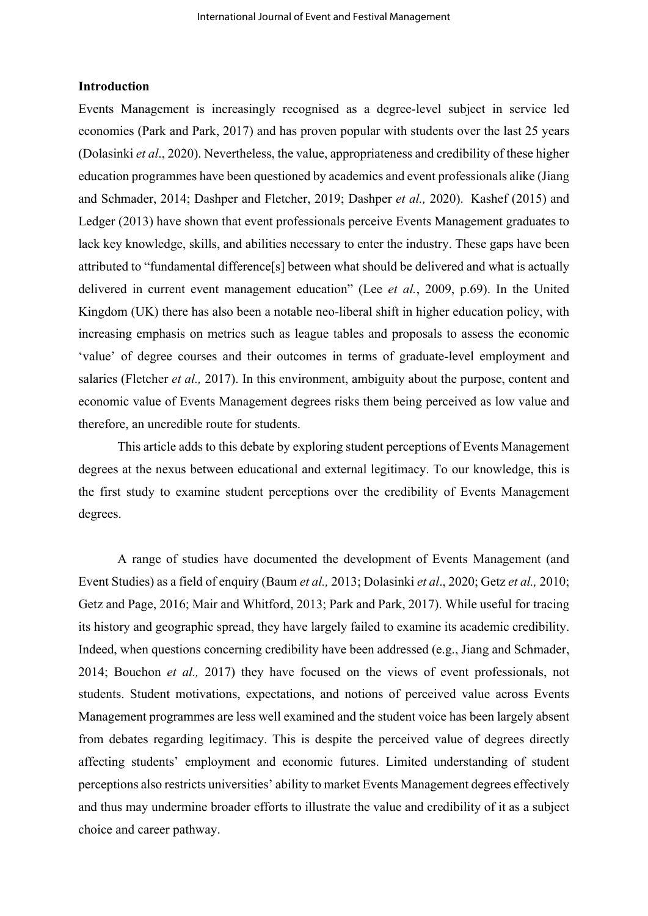## Introduction

Events Management is increasingly recognised as a degree-level subject in service led economies (Park and Park, 2017) and has proven popular with students over the last 25 years (Dolasinki *et al*., 2020). Nevertheless, the value, appropriateness and credibility of these higher education programmes have been questioned by academics and event professionals alike (Jiang and Schmader, 2014; Dashper and Fletcher, 2019; Dashper *et al.,* 2020). Kashef (2015) and Ledger (2013) have shown that event professionals perceive Events Management graduates to lack key knowledge, skills, and abilities necessary to enter the industry. These gaps have been attributed to "fundamental difference[s] between what should be delivered and what is actually delivered in current event management education" (Lee *et al.*, 2009, p.69). In the United Kingdom (UK) there has also been a notable neo-liberal shift in higher education policy, with increasing emphasis on metrics such as league tables and proposals to assess the economic 'value' of degree courses and their outcomes in terms of graduate-level employment and salaries (Fletcher *et al.,* 2017). In this environment, ambiguity about the purpose, content and economic value of Events Management degrees risks them being perceived as low value and therefore, an uncredible route for students.

This article adds to this debate by exploring student perceptions of Events Management degrees at the nexus between educational and external legitimacy. To our knowledge, this is the first study to examine student perceptions over the credibility of Events Management degrees.

A range of studies have documented the development of Events Management (and Event Studies) as a field of enquiry (Baum *et al.,* 2013; Dolasinki *et al*., 2020; Getz *et al.,* 2010; Getz and Page, 2016; Mair and Whitford, 2013; Park and Park, 2017). While useful for tracing its history and geographic spread, they have largely failed to examine its academic credibility. Indeed, when questions concerning credibility have been addressed (e.g., Jiang and Schmader, 2014; Bouchon *et al.,* 2017) they have focused on the views of event professionals, not students. Student motivations, expectations, and notions of perceived value across Events Management programmes are less well examined and the student voice has been largely absent from debates regarding legitimacy. This is despite the perceived value of degrees directly affecting students' employment and economic futures. Limited understanding of student perceptions also restricts universities' ability to market Events Management degrees effectively and thus may undermine broader efforts to illustrate the value and credibility of it as a subject choice and career pathway.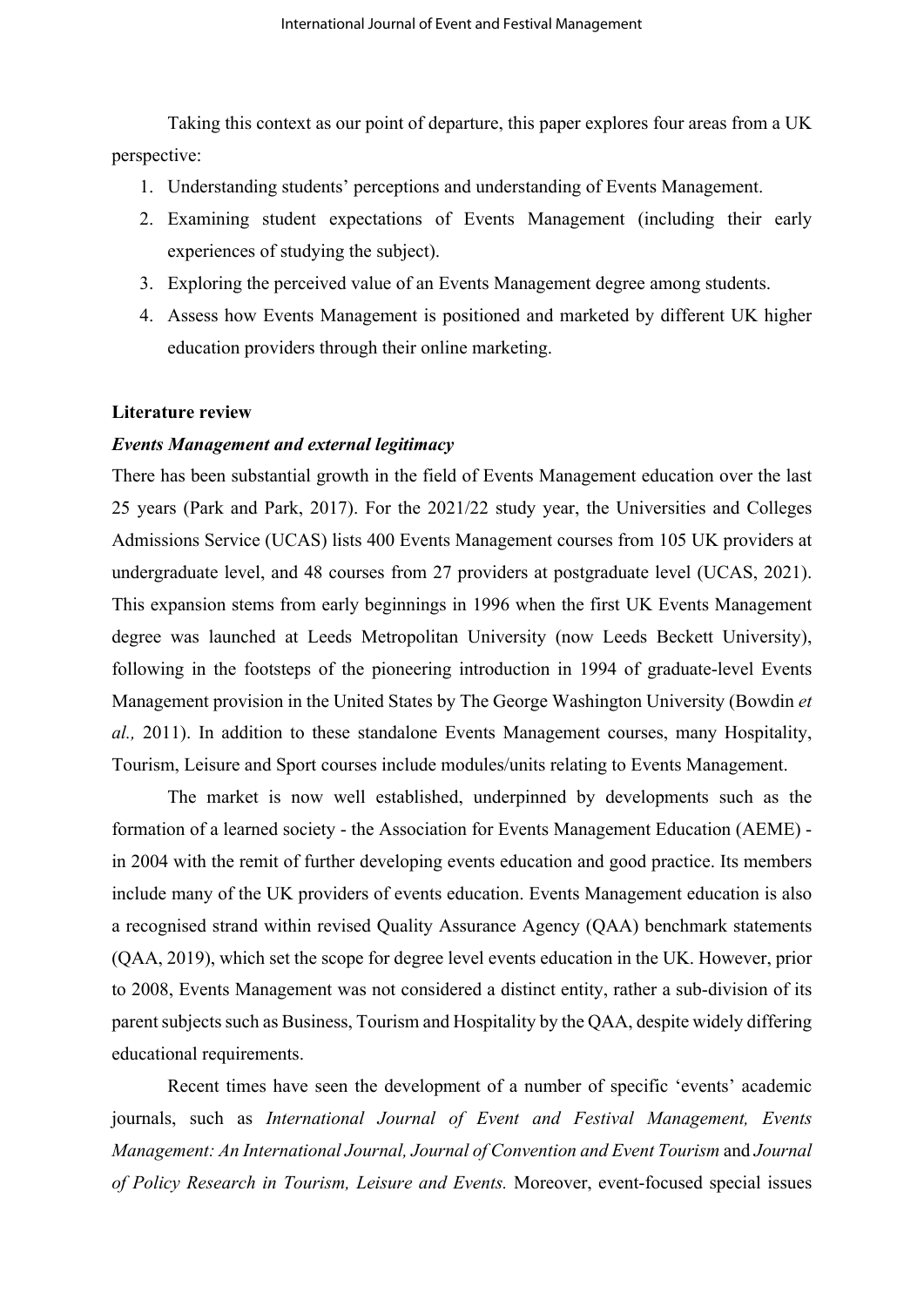Taking this context as our point of departure, this paper explores four areas from a UK perspective:

1. Understanding students' perceptions and understanding of Events Management.
2. Examining student expectations of Events Management (including their early experiences of studying the subject).
3. Exploring the perceived value of an Events Management degree among students.
4. Assess how Events Management is positioned and marketed by different UK higher education providers through their online marketing.

## Literature review

### *Events Management and external legitimacy*

There has been substantial growth in the field of Events Management education over the last 25 years (Park and Park, 2017). For the 2021/22 study year, the Universities and Colleges Admissions Service (UCAS) lists 400 Events Management courses from 105 UK providers at undergraduate level, and 48 courses from 27 providers at postgraduate level (UCAS, 2021). This expansion stems from early beginnings in 1996 when the first UK Events Management degree was launched at Leeds Metropolitan University (now Leeds Beckett University), following in the footsteps of the pioneering introduction in 1994 of graduate-level Events Management provision in the United States by The George Washington University (Bowdin *et al.,* 2011). In addition to these standalone Events Management courses, many Hospitality, Tourism, Leisure and Sport courses include modules/units relating to Events Management.

The market is now well established, underpinned by developments such as the formation of a learned society - the Association for Events Management Education (AEME) - in 2004 with the remit of further developing events education and good practice. Its members include many of the UK providers of events education. Events Management education is also a recognised strand within revised Quality Assurance Agency (QAA) benchmark statements (QAA, 2019), which set the scope for degree level events education in the UK. However, prior to 2008, Events Management was not considered a distinct entity, rather a sub-division of its parent subjects such as Business, Tourism and Hospitality by the QAA, despite widely differing educational requirements.

Recent times have seen the development of a number of specific 'events' academic journals, such as *International Journal of Event and Festival Management, Events Management: An International Journal, Journal of Convention and Event Tourism* and *Journal of Policy Research in Tourism, Leisure and Events.* Moreover, event-focused special issues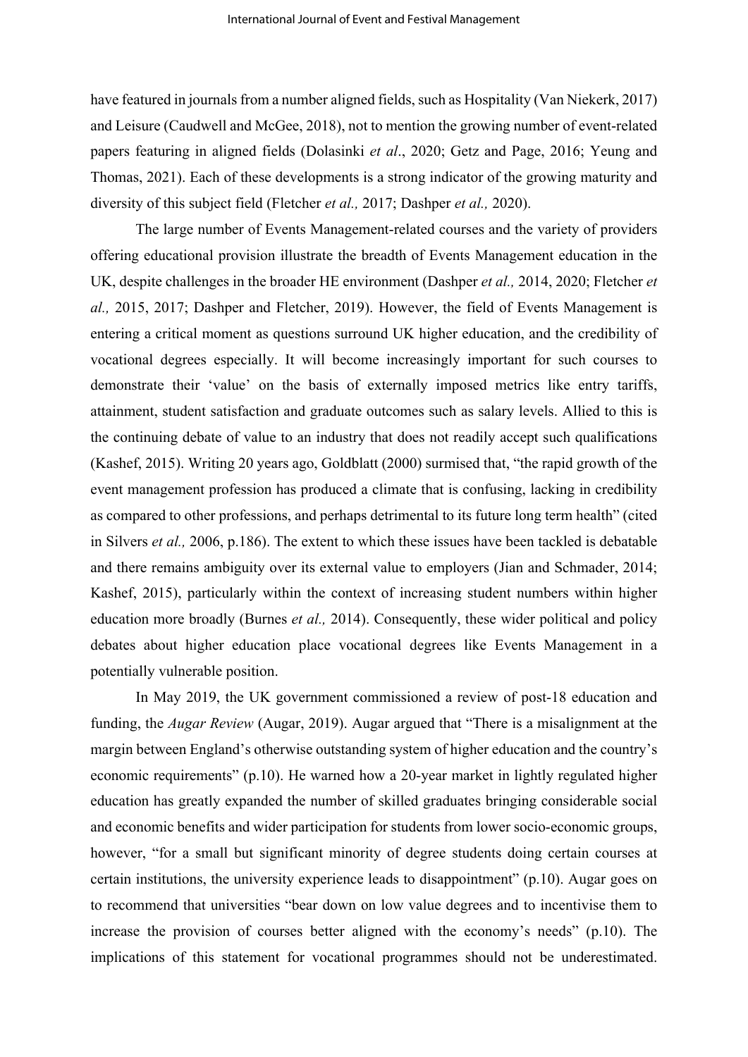have featured in journals from a number aligned fields, such as Hospitality (Van Niekerk, 2017) and Leisure (Caudwell and McGee, 2018), not to mention the growing number of event-related papers featuring in aligned fields (Dolasinki *et al*., 2020; Getz and Page, 2016; Yeung and Thomas, 2021). Each of these developments is a strong indicator of the growing maturity and diversity of this subject field (Fletcher *et al.,* 2017; Dashper *et al.,* 2020).

The large number of Events Management-related courses and the variety of providers offering educational provision illustrate the breadth of Events Management education in the UK, despite challenges in the broader HE environment (Dashper *et al.,* 2014, 2020; Fletcher *et al.,* 2015, 2017; Dashper and Fletcher, 2019). However, the field of Events Management is entering a critical moment as questions surround UK higher education, and the credibility of vocational degrees especially. It will become increasingly important for such courses to demonstrate their 'value' on the basis of externally imposed metrics like entry tariffs, attainment, student satisfaction and graduate outcomes such as salary levels. Allied to this is the continuing debate of value to an industry that does not readily accept such qualifications (Kashef, 2015). Writing 20 years ago, Goldblatt (2000) surmised that, "the rapid growth of the event management profession has produced a climate that is confusing, lacking in credibility as compared to other professions, and perhaps detrimental to its future long term health" (cited in Silvers *et al.,* 2006, p.186). The extent to which these issues have been tackled is debatable and there remains ambiguity over its external value to employers (Jian and Schmader, 2014; Kashef, 2015), particularly within the context of increasing student numbers within higher education more broadly (Burnes *et al.,* 2014). Consequently, these wider political and policy debates about higher education place vocational degrees like Events Management in a potentially vulnerable position.

In May 2019, the UK government commissioned a review of post-18 education and funding, the *Augar Review* (Augar, 2019). Augar argued that "There is a misalignment at the margin between England's otherwise outstanding system of higher education and the country's economic requirements" (p.10). He warned how a 20-year market in lightly regulated higher education has greatly expanded the number of skilled graduates bringing considerable social and economic benefits and wider participation for students from lower socio-economic groups, however, "for a small but significant minority of degree students doing certain courses at certain institutions, the university experience leads to disappointment" (p.10). Augar goes on to recommend that universities "bear down on low value degrees and to incentivise them to increase the provision of courses better aligned with the economy's needs" (p.10). The implications of this statement for vocational programmes should not be underestimated.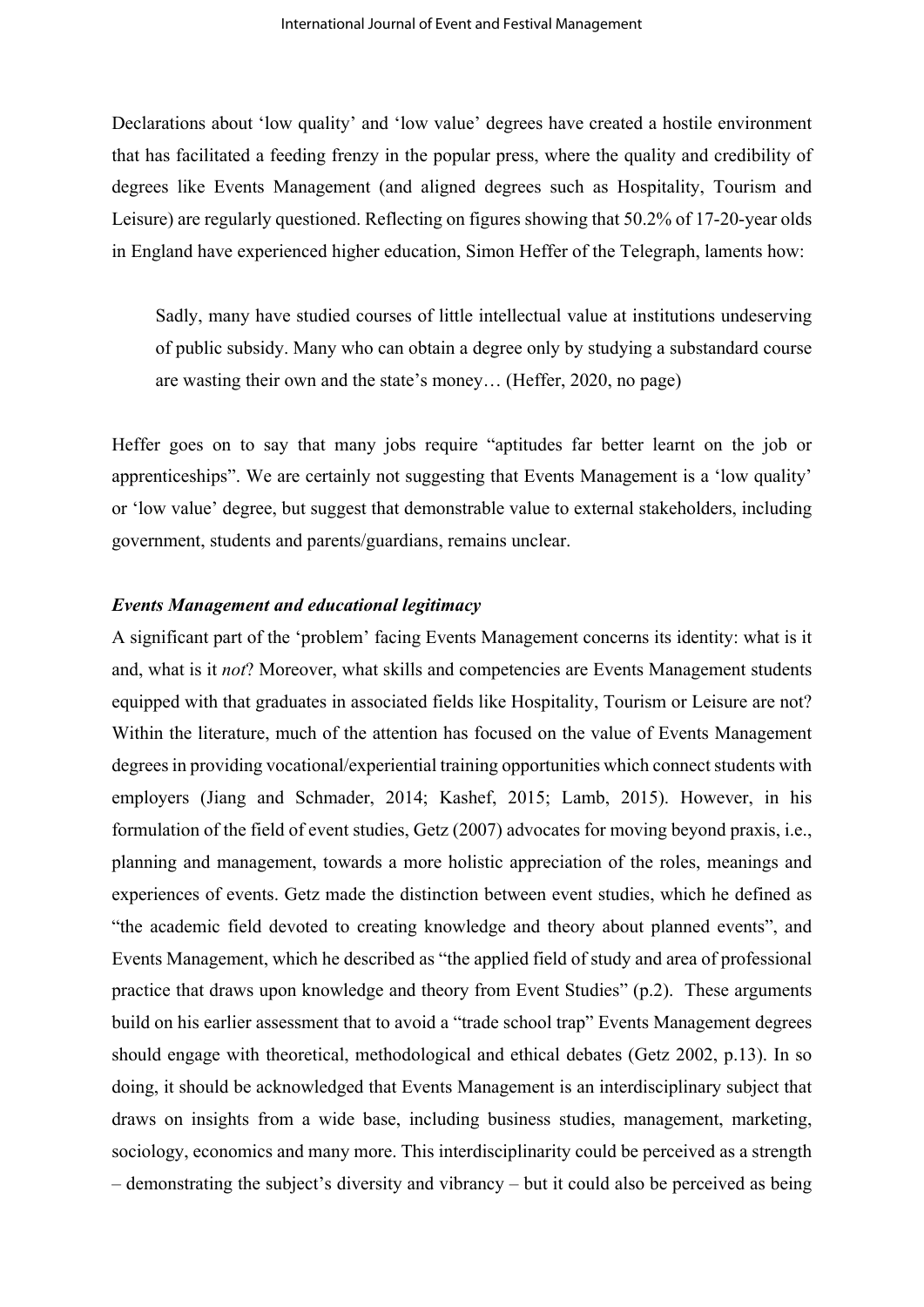Declarations about 'low quality' and 'low value' degrees have created a hostile environment that has facilitated a feeding frenzy in the popular press, where the quality and credibility of degrees like Events Management (and aligned degrees such as Hospitality, Tourism and Leisure) are regularly questioned. Reflecting on figures showing that 50.2% of 17-20-year olds in England have experienced higher education, Simon Heffer of the Telegraph, laments how:

> Sadly, many have studied courses of little intellectual value at institutions undeserving of public subsidy. Many who can obtain a degree only by studying a substandard course are wasting their own and the state's money… (Heffer, 2020, no page)

Heffer goes on to say that many jobs require "aptitudes far better learnt on the job or apprenticeships". We are certainly not suggesting that Events Management is a 'low quality' or 'low value' degree, but suggest that demonstrable value to external stakeholders, including government, students and parents/guardians, remains unclear.

### ***Events Management and educational legitimacy***

A significant part of the 'problem' facing Events Management concerns its identity: what is it and, what is it *not*? Moreover, what skills and competencies are Events Management students equipped with that graduates in associated fields like Hospitality, Tourism or Leisure are not? Within the literature, much of the attention has focused on the value of Events Management degrees in providing vocational/experiential training opportunities which connect students with employers (Jiang and Schmader, 2014; Kashef, 2015; Lamb, 2015). However, in his formulation of the field of event studies, Getz (2007) advocates for moving beyond praxis, i.e., planning and management, towards a more holistic appreciation of the roles, meanings and experiences of events. Getz made the distinction between event studies, which he defined as "the academic field devoted to creating knowledge and theory about planned events", and Events Management, which he described as "the applied field of study and area of professional practice that draws upon knowledge and theory from Event Studies" (p.2). These arguments build on his earlier assessment that to avoid a "trade school trap" Events Management degrees should engage with theoretical, methodological and ethical debates (Getz 2002, p.13). In so doing, it should be acknowledged that Events Management is an interdisciplinary subject that draws on insights from a wide base, including business studies, management, marketing, sociology, economics and many more. This interdisciplinarity could be perceived as a strength – demonstrating the subject's diversity and vibrancy – but it could also be perceived as being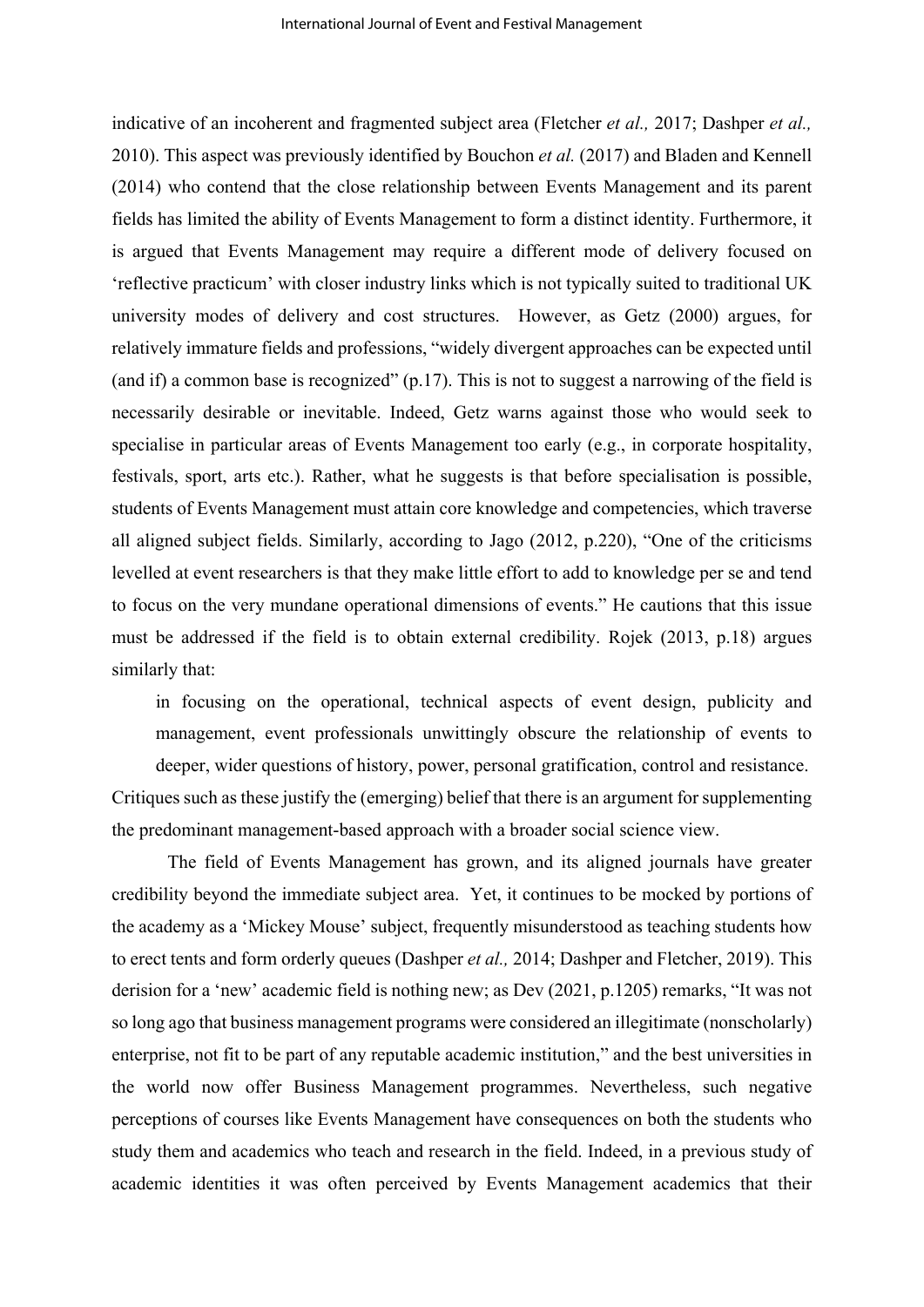indicative of an incoherent and fragmented subject area (Fletcher *et al.,* 2017; Dashper *et al.,* 2010). This aspect was previously identified by Bouchon *et al.* (2017) and Bladen and Kennell (2014) who contend that the close relationship between Events Management and its parent fields has limited the ability of Events Management to form a distinct identity. Furthermore, it is argued that Events Management may require a different mode of delivery focused on 'reflective practicum' with closer industry links which is not typically suited to traditional UK university modes of delivery and cost structures. However, as Getz (2000) argues, for relatively immature fields and professions, "widely divergent approaches can be expected until (and if) a common base is recognized" (p.17). This is not to suggest a narrowing of the field is necessarily desirable or inevitable. Indeed, Getz warns against those who would seek to specialise in particular areas of Events Management too early (e.g., in corporate hospitality, festivals, sport, arts etc.). Rather, what he suggests is that before specialisation is possible, students of Events Management must attain core knowledge and competencies, which traverse all aligned subject fields. Similarly, according to Jago (2012, p.220), "One of the criticisms levelled at event researchers is that they make little effort to add to knowledge per se and tend to focus on the very mundane operational dimensions of events." He cautions that this issue must be addressed if the field is to obtain external credibility. Rojek (2013, p.18) argues similarly that:

> in focusing on the operational, technical aspects of event design, publicity and management, event professionals unwittingly obscure the relationship of events to deeper, wider questions of history, power, personal gratification, control and resistance.

Critiques such as these justify the (emerging) belief that there is an argument for supplementing the predominant management-based approach with a broader social science view.

The field of Events Management has grown, and its aligned journals have greater credibility beyond the immediate subject area. Yet, it continues to be mocked by portions of the academy as a 'Mickey Mouse' subject, frequently misunderstood as teaching students how to erect tents and form orderly queues (Dashper *et al.,* 2014; Dashper and Fletcher, 2019). This derision for a 'new' academic field is nothing new; as Dev (2021, p.1205) remarks, "It was not so long ago that business management programs were considered an illegitimate (nonscholarly) enterprise, not fit to be part of any reputable academic institution," and the best universities in the world now offer Business Management programmes. Nevertheless, such negative perceptions of courses like Events Management have consequences on both the students who study them and academics who teach and research in the field. Indeed, in a previous study of academic identities it was often perceived by Events Management academics that their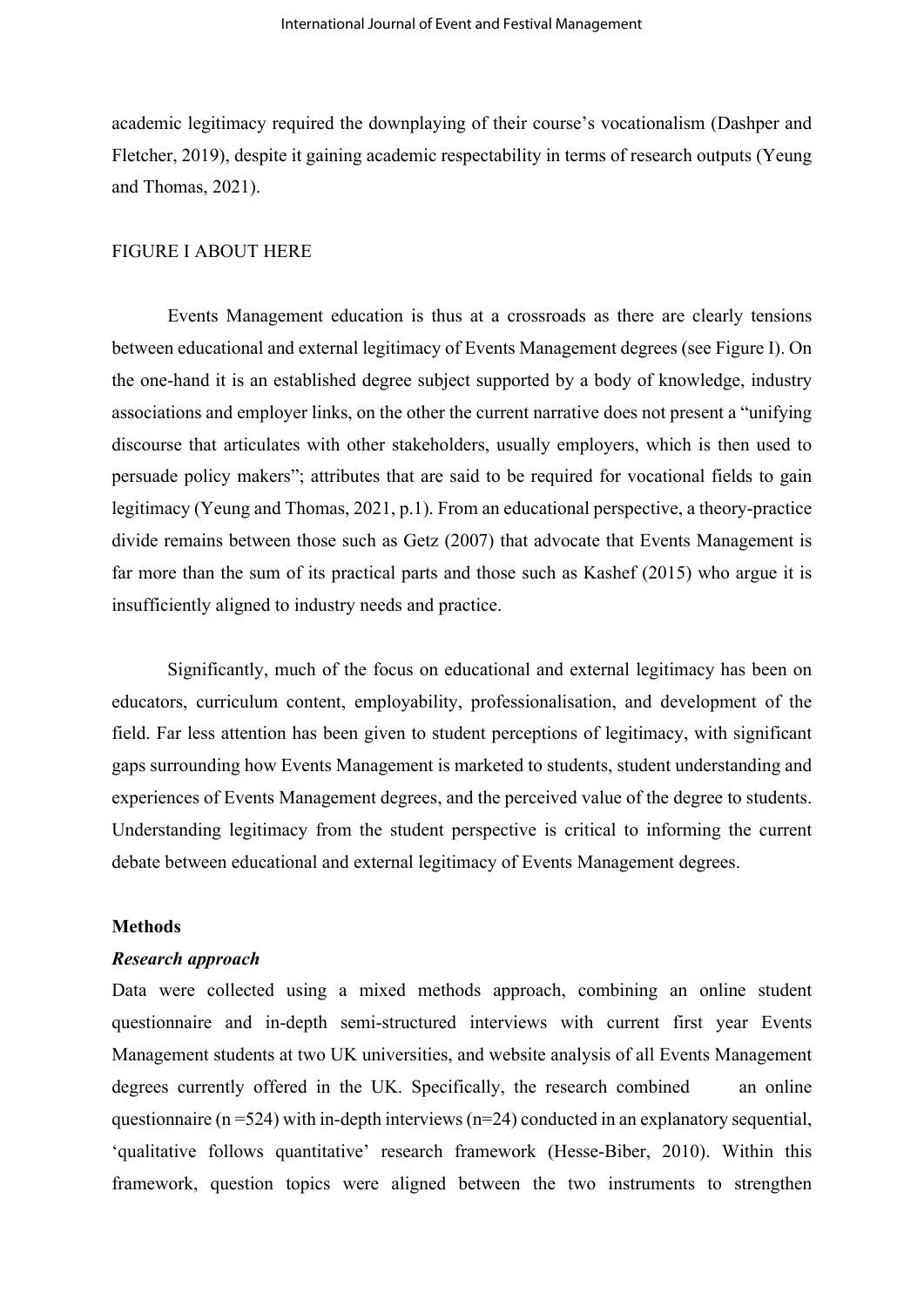academic legitimacy required the downplaying of their course's vocationalism (Dashper and Fletcher, 2019), despite it gaining academic respectability in terms of research outputs (Yeung and Thomas, 2021).

FIGURE I ABOUT HERE

Events Management education is thus at a crossroads as there are clearly tensions between educational and external legitimacy of Events Management degrees (see Figure I). On the one-hand it is an established degree subject supported by a body of knowledge, industry associations and employer links, on the other the current narrative does not present a "unifying discourse that articulates with other stakeholders, usually employers, which is then used to persuade policy makers"; attributes that are said to be required for vocational fields to gain legitimacy (Yeung and Thomas, 2021, p.1). From an educational perspective, a theory-practice divide remains between those such as Getz (2007) that advocate that Events Management is far more than the sum of its practical parts and those such as Kashef (2015) who argue it is insufficiently aligned to industry needs and practice.

Significantly, much of the focus on educational and external legitimacy has been on educators, curriculum content, employability, professionalisation, and development of the field. Far less attention has been given to student perceptions of legitimacy, with significant gaps surrounding how Events Management is marketed to students, student understanding and experiences of Events Management degrees, and the perceived value of the degree to students. Understanding legitimacy from the student perspective is critical to informing the current debate between educational and external legitimacy of Events Management degrees.

## Methods

### *Research approach*

Data were collected using a mixed methods approach, combining an online student questionnaire and in-depth semi-structured interviews with current first year Events Management students at two UK universities, and website analysis of all Events Management degrees currently offered in the UK. Specifically, the research combined an online questionnaire (n =524) with in-depth interviews (n=24) conducted in an explanatory sequential, 'qualitative follows quantitative' research framework (Hesse-Biber, 2010). Within this framework, question topics were aligned between the two instruments to strengthen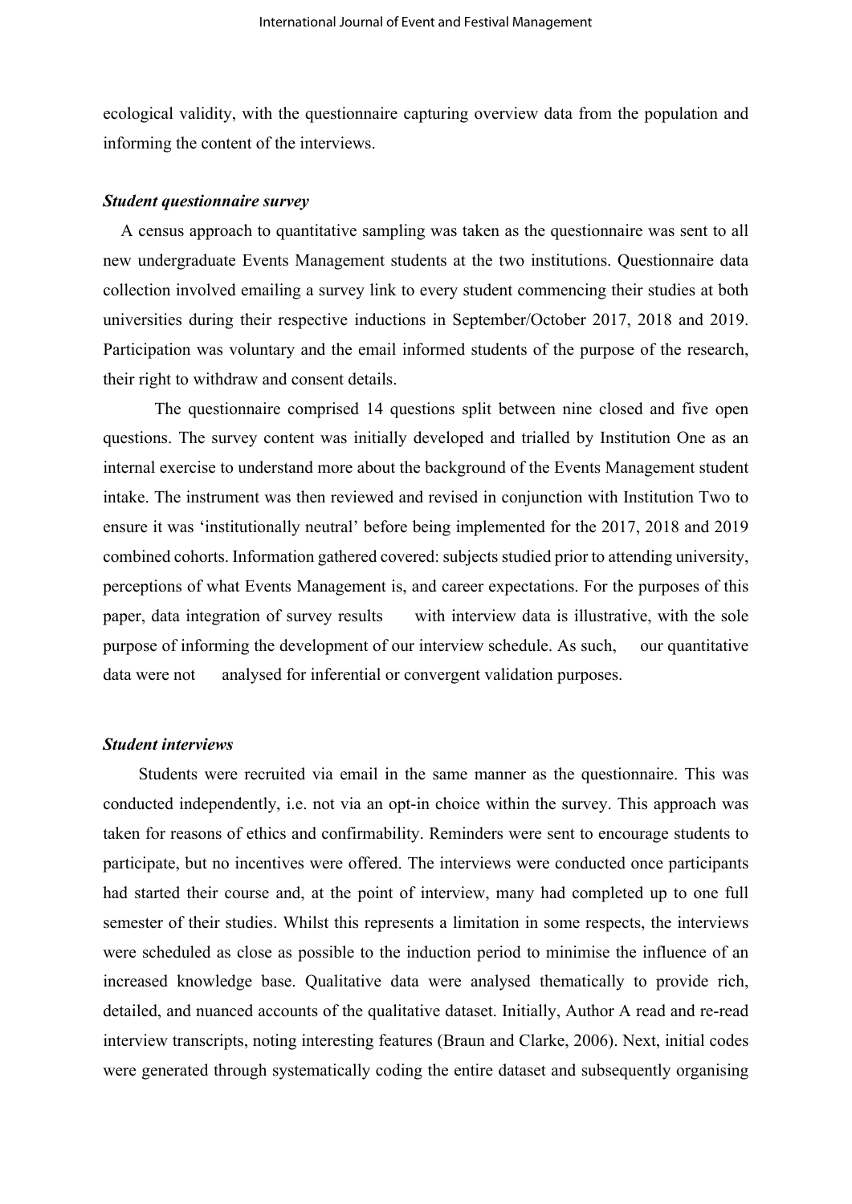ecological validity, with the questionnaire capturing overview data from the population and informing the content of the interviews.

### *Student questionnaire survey*

A census approach to quantitative sampling was taken as the questionnaire was sent to all new undergraduate Events Management students at the two institutions. Questionnaire data collection involved emailing a survey link to every student commencing their studies at both universities during their respective inductions in September/October 2017, 2018 and 2019. Participation was voluntary and the email informed students of the purpose of the research, their right to withdraw and consent details.

The questionnaire comprised 14 questions split between nine closed and five open questions. The survey content was initially developed and trialled by Institution One as an internal exercise to understand more about the background of the Events Management student intake. The instrument was then reviewed and revised in conjunction with Institution Two to ensure it was 'institutionally neutral' before being implemented for the 2017, 2018 and 2019 combined cohorts. Information gathered covered: subjects studied prior to attending university, perceptions of what Events Management is, and career expectations. For the purposes of this paper, data integration of survey results with interview data is illustrative, with the sole purpose of informing the development of our interview schedule. As such, our quantitative data were not analysed for inferential or convergent validation purposes.

### *Student interviews*

Students were recruited via email in the same manner as the questionnaire. This was conducted independently, i.e. not via an opt-in choice within the survey. This approach was taken for reasons of ethics and confirmability. Reminders were sent to encourage students to participate, but no incentives were offered. The interviews were conducted once participants had started their course and, at the point of interview, many had completed up to one full semester of their studies. Whilst this represents a limitation in some respects, the interviews were scheduled as close as possible to the induction period to minimise the influence of an increased knowledge base. Qualitative data were analysed thematically to provide rich, detailed, and nuanced accounts of the qualitative dataset. Initially, Author A read and re-read interview transcripts, noting interesting features (Braun and Clarke, 2006). Next, initial codes were generated through systematically coding the entire dataset and subsequently organising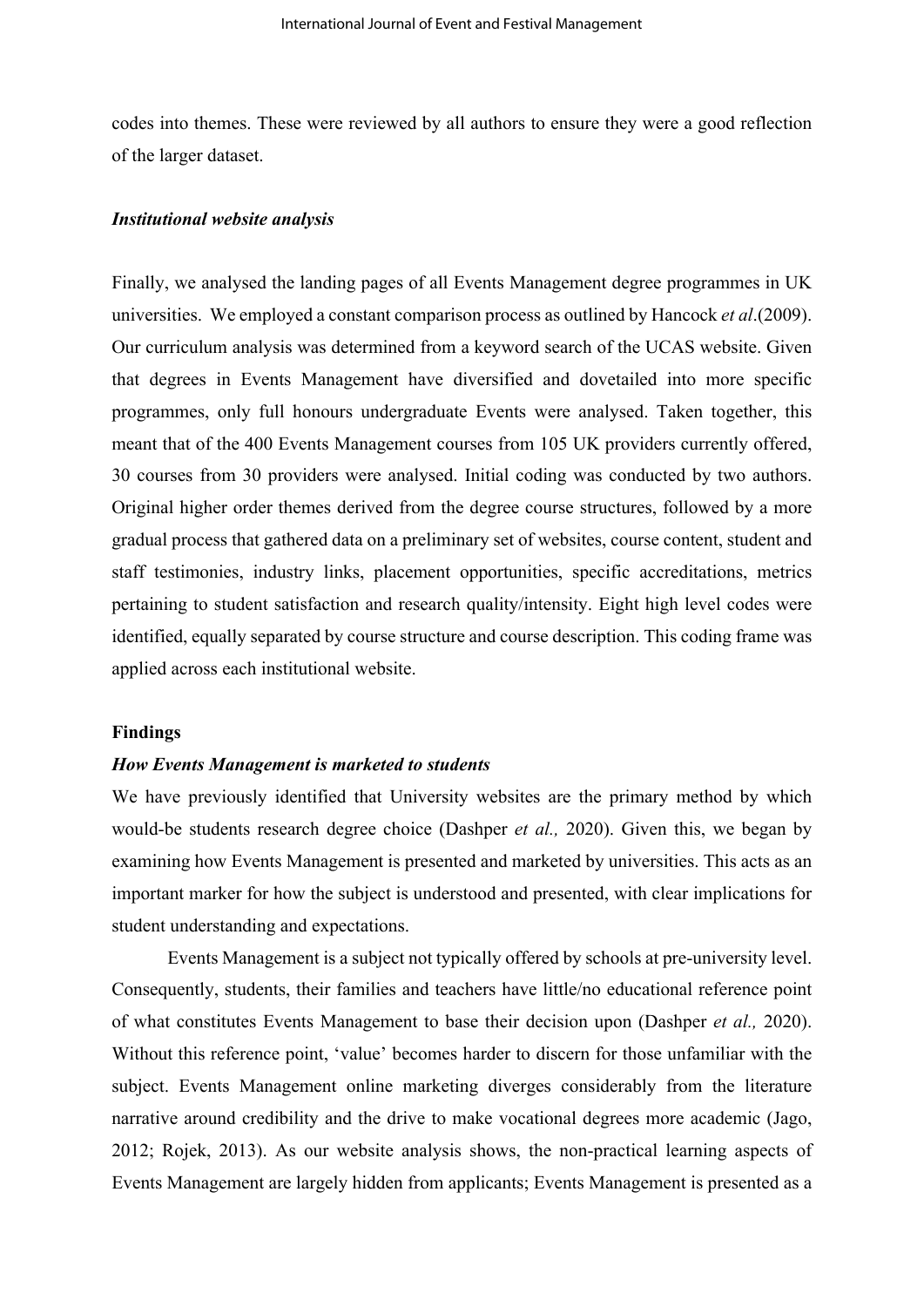codes into themes. These were reviewed by all authors to ensure they were a good reflection of the larger dataset.

### *Institutional website analysis*

Finally, we analysed the landing pages of all Events Management degree programmes in UK universities. We employed a constant comparison process as outlined by Hancock *et al*.(2009). Our curriculum analysis was determined from a keyword search of the UCAS website. Given that degrees in Events Management have diversified and dovetailed into more specific programmes, only full honours undergraduate Events were analysed. Taken together, this meant that of the 400 Events Management courses from 105 UK providers currently offered, 30 courses from 30 providers were analysed. Initial coding was conducted by two authors. Original higher order themes derived from the degree course structures, followed by a more gradual process that gathered data on a preliminary set of websites, course content, student and staff testimonies, industry links, placement opportunities, specific accreditations, metrics pertaining to student satisfaction and research quality/intensity. Eight high level codes were identified, equally separated by course structure and course description. This coding frame was applied across each institutional website.

## Findings

### *How Events Management is marketed to students*

We have previously identified that University websites are the primary method by which would-be students research degree choice (Dashper *et al.,* 2020). Given this, we began by examining how Events Management is presented and marketed by universities. This acts as an important marker for how the subject is understood and presented, with clear implications for student understanding and expectations.

Events Management is a subject not typically offered by schools at pre-university level. Consequently, students, their families and teachers have little/no educational reference point of what constitutes Events Management to base their decision upon (Dashper *et al.,* 2020). Without this reference point, 'value' becomes harder to discern for those unfamiliar with the subject. Events Management online marketing diverges considerably from the literature narrative around credibility and the drive to make vocational degrees more academic (Jago, 2012; Rojek, 2013). As our website analysis shows, the non-practical learning aspects of Events Management are largely hidden from applicants; Events Management is presented as a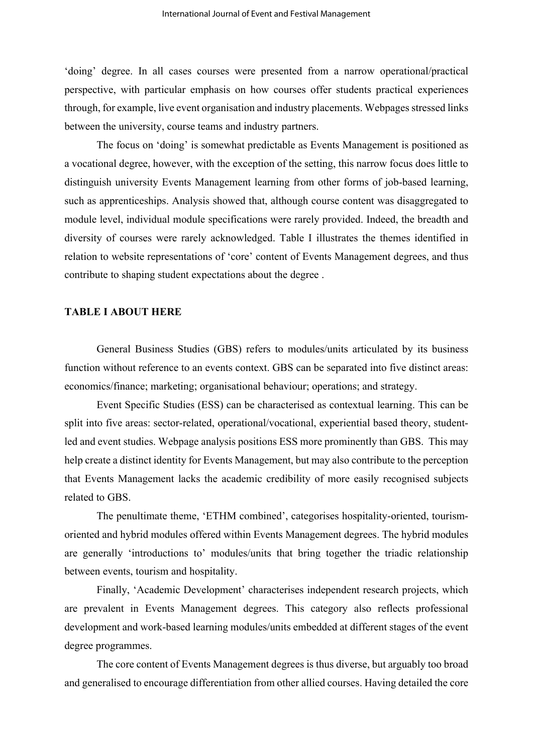'doing' degree. In all cases courses were presented from a narrow operational/practical perspective, with particular emphasis on how courses offer students practical experiences through, for example, live event organisation and industry placements. Webpages stressed links between the university, course teams and industry partners.

The focus on 'doing' is somewhat predictable as Events Management is positioned as a vocational degree, however, with the exception of the setting, this narrow focus does little to distinguish university Events Management learning from other forms of job-based learning, such as apprenticeships. Analysis showed that, although course content was disaggregated to module level, individual module specifications were rarely provided. Indeed, the breadth and diversity of courses were rarely acknowledged. Table I illustrates the themes identified in relation to website representations of 'core' content of Events Management degrees, and thus contribute to shaping student expectations about the degree .

**TABLE I ABOUT HERE**

General Business Studies (GBS) refers to modules/units articulated by its business function without reference to an events context. GBS can be separated into five distinct areas: economics/finance; marketing; organisational behaviour; operations; and strategy.

Event Specific Studies (ESS) can be characterised as contextual learning. This can be split into five areas: sector-related, operational/vocational, experiential based theory, student-led and event studies. Webpage analysis positions ESS more prominently than GBS. This may help create a distinct identity for Events Management, but may also contribute to the perception that Events Management lacks the academic credibility of more easily recognised subjects related to GBS.

The penultimate theme, 'ETHM combined', categorises hospitality-oriented, tourism-oriented and hybrid modules offered within Events Management degrees. The hybrid modules are generally 'introductions to' modules/units that bring together the triadic relationship between events, tourism and hospitality.

Finally, 'Academic Development' characterises independent research projects, which are prevalent in Events Management degrees. This category also reflects professional development and work-based learning modules/units embedded at different stages of the event degree programmes.

The core content of Events Management degrees is thus diverse, but arguably too broad and generalised to encourage differentiation from other allied courses. Having detailed the core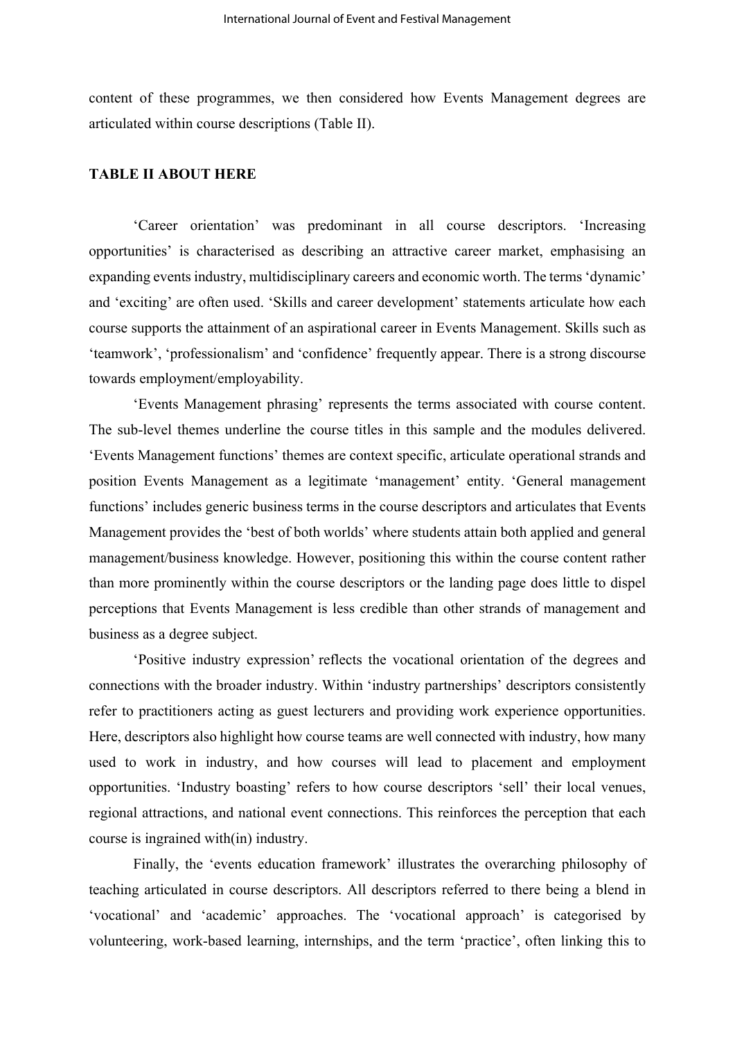content of these programmes, we then considered how Events Management degrees are articulated within course descriptions (Table II).

**TABLE II ABOUT HERE**

'Career orientation' was predominant in all course descriptors. 'Increasing opportunities' is characterised as describing an attractive career market, emphasising an expanding events industry, multidisciplinary careers and economic worth. The terms 'dynamic' and 'exciting' are often used. 'Skills and career development' statements articulate how each course supports the attainment of an aspirational career in Events Management. Skills such as 'teamwork', 'professionalism' and 'confidence' frequently appear. There is a strong discourse towards employment/employability.

'Events Management phrasing' represents the terms associated with course content. The sub-level themes underline the course titles in this sample and the modules delivered. 'Events Management functions' themes are context specific, articulate operational strands and position Events Management as a legitimate 'management' entity. 'General management functions' includes generic business terms in the course descriptors and articulates that Events Management provides the 'best of both worlds' where students attain both applied and general management/business knowledge. However, positioning this within the course content rather than more prominently within the course descriptors or the landing page does little to dispel perceptions that Events Management is less credible than other strands of management and business as a degree subject.

'Positive industry expression' reflects the vocational orientation of the degrees and connections with the broader industry. Within 'industry partnerships' descriptors consistently refer to practitioners acting as guest lecturers and providing work experience opportunities. Here, descriptors also highlight how course teams are well connected with industry, how many used to work in industry, and how courses will lead to placement and employment opportunities. 'Industry boasting' refers to how course descriptors 'sell' their local venues, regional attractions, and national event connections. This reinforces the perception that each course is ingrained with(in) industry.

Finally, the 'events education framework' illustrates the overarching philosophy of teaching articulated in course descriptors. All descriptors referred to there being a blend in 'vocational' and 'academic' approaches. The 'vocational approach' is categorised by volunteering, work-based learning, internships, and the term 'practice', often linking this to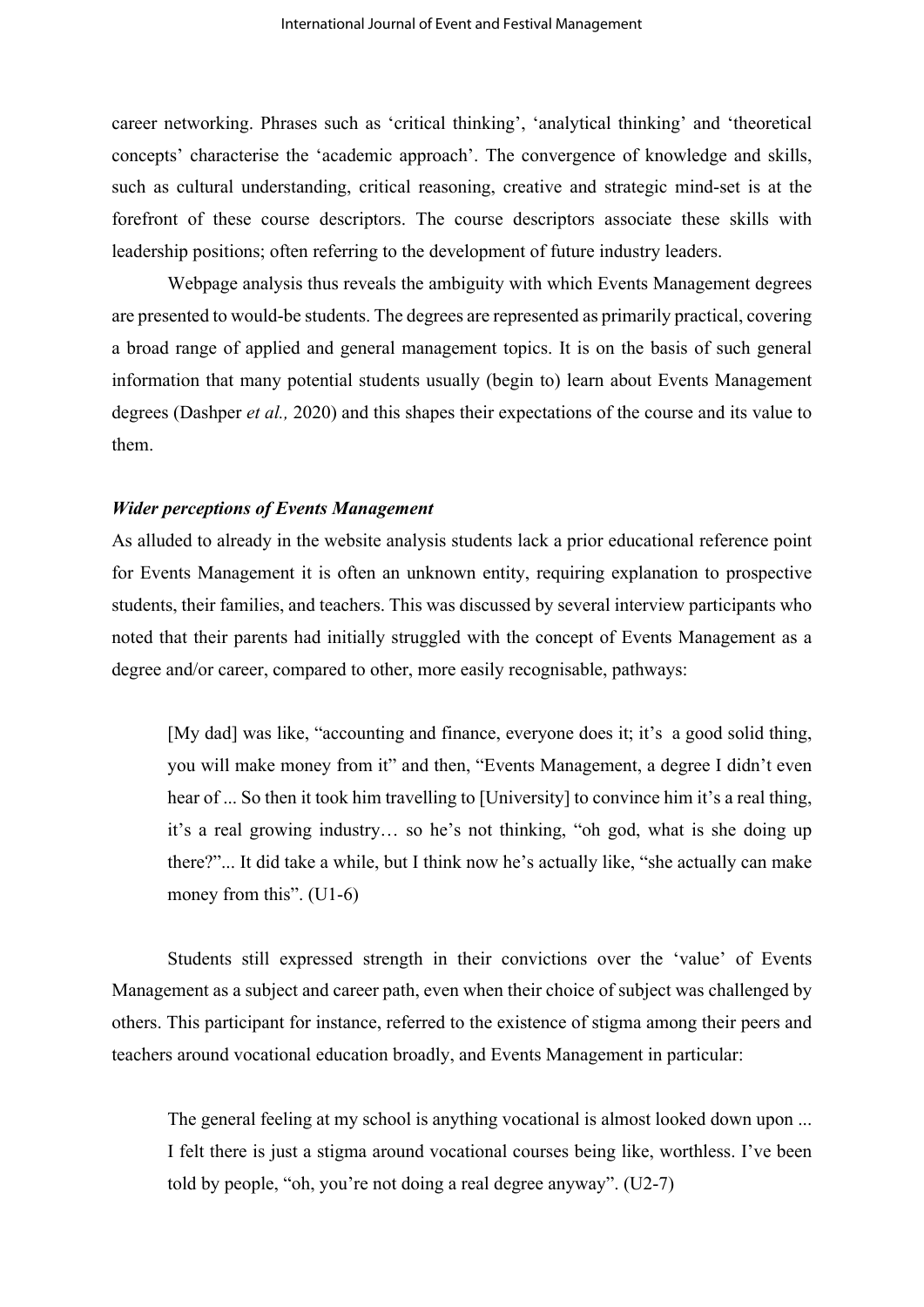career networking. Phrases such as 'critical thinking', 'analytical thinking' and 'theoretical concepts' characterise the 'academic approach'. The convergence of knowledge and skills, such as cultural understanding, critical reasoning, creative and strategic mind-set is at the forefront of these course descriptors. The course descriptors associate these skills with leadership positions; often referring to the development of future industry leaders.

Webpage analysis thus reveals the ambiguity with which Events Management degrees are presented to would-be students. The degrees are represented as primarily practical, covering a broad range of applied and general management topics. It is on the basis of such general information that many potential students usually (begin to) learn about Events Management degrees (Dashper *et al.,* 2020) and this shapes their expectations of the course and its value to them.

***Wider perceptions of Events Management***

As alluded to already in the website analysis students lack a prior educational reference point for Events Management it is often an unknown entity, requiring explanation to prospective students, their families, and teachers. This was discussed by several interview participants who noted that their parents had initially struggled with the concept of Events Management as a degree and/or career, compared to other, more easily recognisable, pathways:

> [My dad] was like, "accounting and finance, everyone does it; it's a good solid thing, you will make money from it" and then, "Events Management, a degree I didn't even hear of ... So then it took him travelling to [University] to convince him it's a real thing, it's a real growing industry… so he's not thinking, "oh god, what is she doing up there?"... It did take a while, but I think now he's actually like, "she actually can make money from this". (U1-6)

Students still expressed strength in their convictions over the 'value' of Events Management as a subject and career path, even when their choice of subject was challenged by others. This participant for instance, referred to the existence of stigma among their peers and teachers around vocational education broadly, and Events Management in particular:

> The general feeling at my school is anything vocational is almost looked down upon ... I felt there is just a stigma around vocational courses being like, worthless. I've been told by people, "oh, you're not doing a real degree anyway". (U2-7)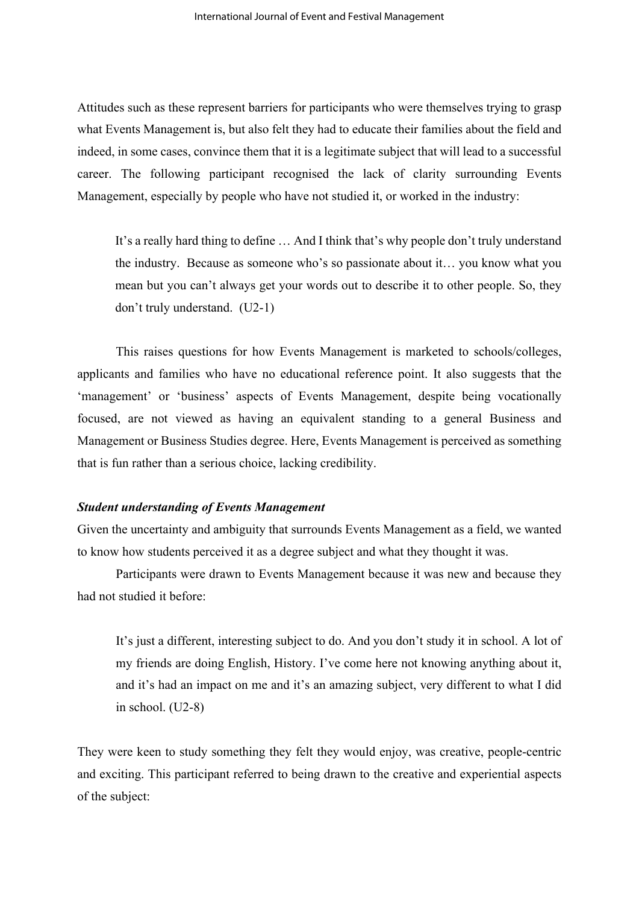Attitudes such as these represent barriers for participants who were themselves trying to grasp what Events Management is, but also felt they had to educate their families about the field and indeed, in some cases, convince them that it is a legitimate subject that will lead to a successful career. The following participant recognised the lack of clarity surrounding Events Management, especially by people who have not studied it, or worked in the industry:

> It's a really hard thing to define … And I think that's why people don't truly understand the industry. Because as someone who's so passionate about it… you know what you mean but you can't always get your words out to describe it to other people. So, they don't truly understand. (U2-1)

This raises questions for how Events Management is marketed to schools/colleges, applicants and families who have no educational reference point. It also suggests that the 'management' or 'business' aspects of Events Management, despite being vocationally focused, are not viewed as having an equivalent standing to a general Business and Management or Business Studies degree. Here, Events Management is perceived as something that is fun rather than a serious choice, lacking credibility.

***Student understanding of Events Management***

Given the uncertainty and ambiguity that surrounds Events Management as a field, we wanted to know how students perceived it as a degree subject and what they thought it was.

Participants were drawn to Events Management because it was new and because they had not studied it before:

> It's just a different, interesting subject to do. And you don't study it in school. A lot of my friends are doing English, History. I've come here not knowing anything about it, and it's had an impact on me and it's an amazing subject, very different to what I did in school. (U2-8)

They were keen to study something they felt they would enjoy, was creative, people-centric and exciting. This participant referred to being drawn to the creative and experiential aspects of the subject: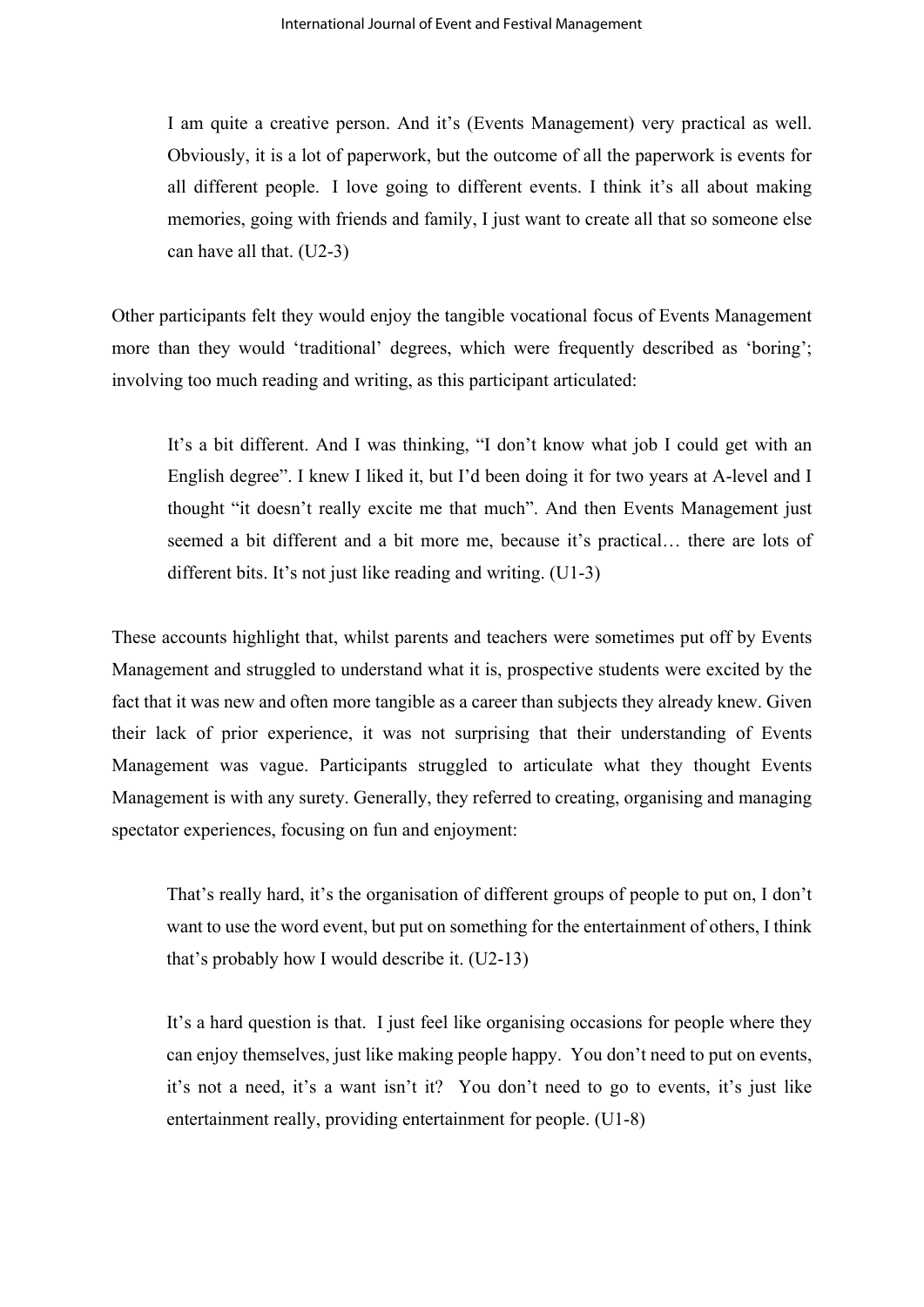> I am quite a creative person. And it's (Events Management) very practical as well. Obviously, it is a lot of paperwork, but the outcome of all the paperwork is events for all different people. I love going to different events. I think it's all about making memories, going with friends and family, I just want to create all that so someone else can have all that. (U2-3)

Other participants felt they would enjoy the tangible vocational focus of Events Management more than they would 'traditional' degrees, which were frequently described as 'boring'; involving too much reading and writing, as this participant articulated:

> It's a bit different. And I was thinking, "I don't know what job I could get with an English degree". I knew I liked it, but I'd been doing it for two years at A-level and I thought "it doesn't really excite me that much". And then Events Management just seemed a bit different and a bit more me, because it's practical… there are lots of different bits. It's not just like reading and writing. (U1-3)

These accounts highlight that, whilst parents and teachers were sometimes put off by Events Management and struggled to understand what it is, prospective students were excited by the fact that it was new and often more tangible as a career than subjects they already knew. Given their lack of prior experience, it was not surprising that their understanding of Events Management was vague. Participants struggled to articulate what they thought Events Management is with any surety. Generally, they referred to creating, organising and managing spectator experiences, focusing on fun and enjoyment:

> That's really hard, it's the organisation of different groups of people to put on, I don't want to use the word event, but put on something for the entertainment of others, I think that's probably how I would describe it. (U2-13)

> It's a hard question is that. I just feel like organising occasions for people where they can enjoy themselves, just like making people happy. You don't need to put on events, it's not a need, it's a want isn't it? You don't need to go to events, it's just like entertainment really, providing entertainment for people. (U1-8)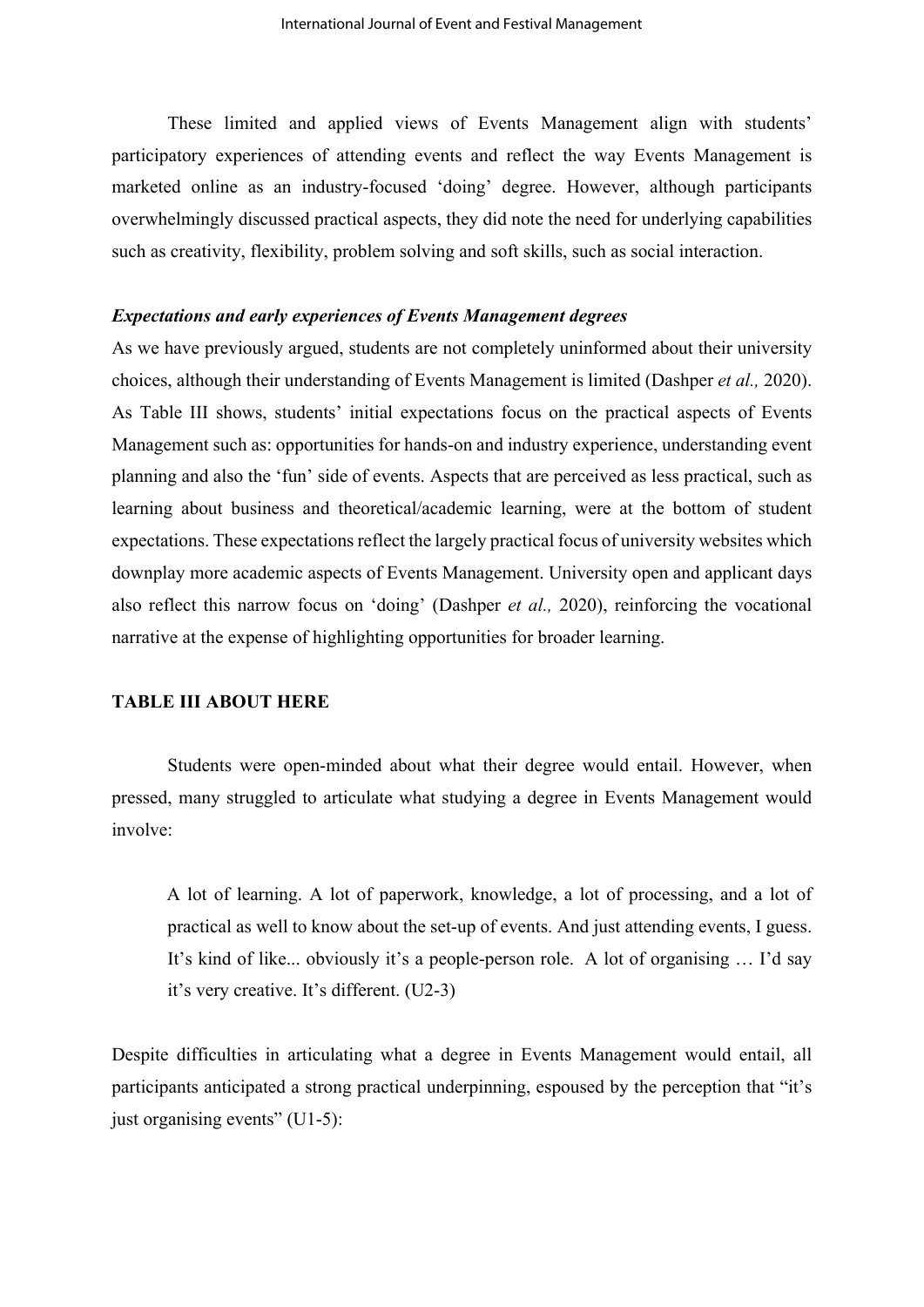These limited and applied views of Events Management align with students' participatory experiences of attending events and reflect the way Events Management is marketed online as an industry-focused 'doing' degree. However, although participants overwhelmingly discussed practical aspects, they did note the need for underlying capabilities such as creativity, flexibility, problem solving and soft skills, such as social interaction.

***Expectations and early experiences of Events Management degrees***

As we have previously argued, students are not completely uninformed about their university choices, although their understanding of Events Management is limited (Dashper *et al.,* 2020). As Table III shows, students' initial expectations focus on the practical aspects of Events Management such as: opportunities for hands-on and industry experience, understanding event planning and also the 'fun' side of events. Aspects that are perceived as less practical, such as learning about business and theoretical/academic learning, were at the bottom of student expectations. These expectations reflect the largely practical focus of university websites which downplay more academic aspects of Events Management. University open and applicant days also reflect this narrow focus on 'doing' (Dashper *et al.,* 2020), reinforcing the vocational narrative at the expense of highlighting opportunities for broader learning.

**TABLE III ABOUT HERE**

Students were open-minded about what their degree would entail. However, when pressed, many struggled to articulate what studying a degree in Events Management would involve:

> A lot of learning. A lot of paperwork, knowledge, a lot of processing, and a lot of practical as well to know about the set-up of events. And just attending events, I guess. It's kind of like... obviously it's a people-person role. A lot of organising … I'd say it's very creative. It's different. (U2-3)

Despite difficulties in articulating what a degree in Events Management would entail, all participants anticipated a strong practical underpinning, espoused by the perception that "it's just organising events" (U1-5):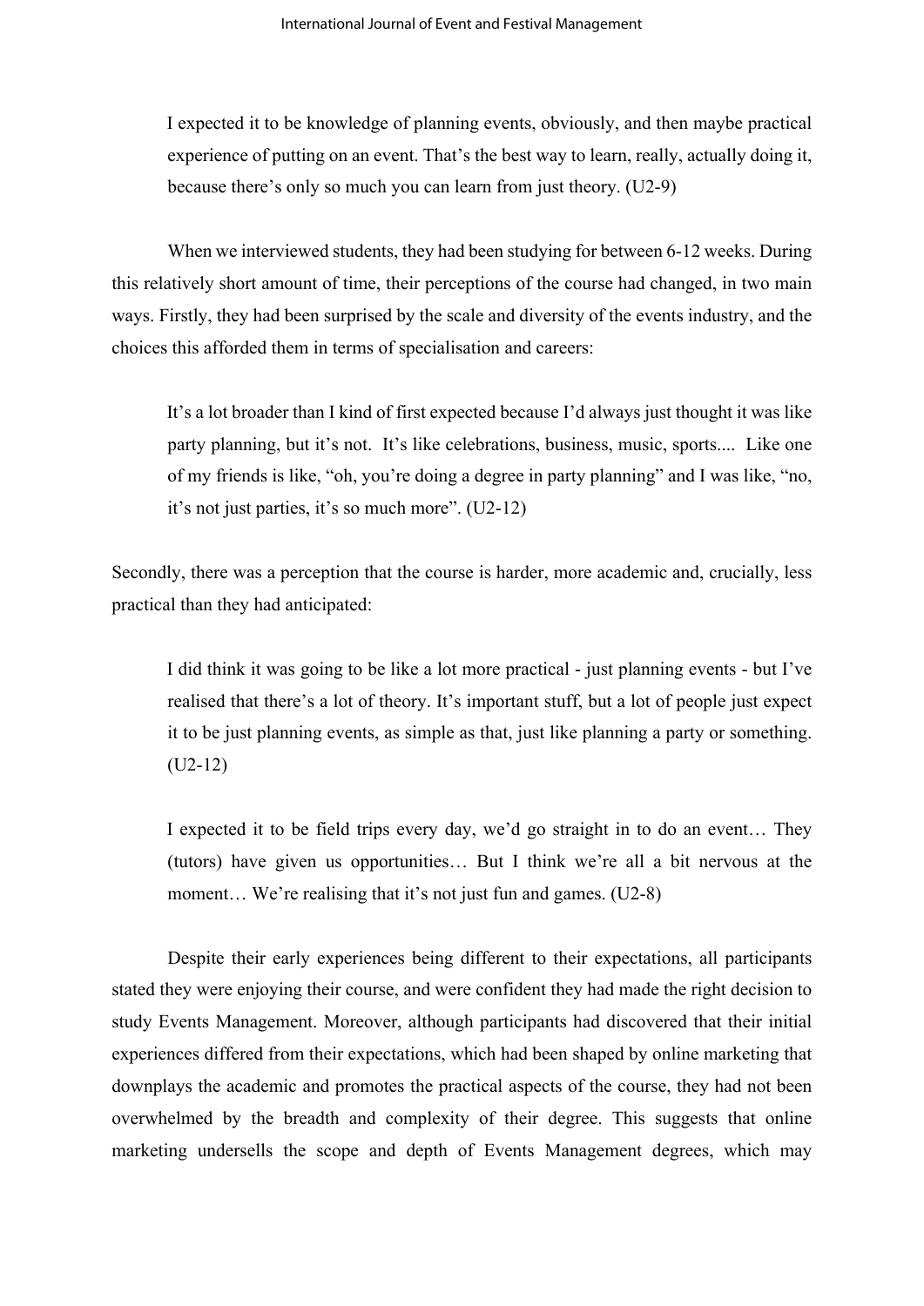> I expected it to be knowledge of planning events, obviously, and then maybe practical experience of putting on an event. That's the best way to learn, really, actually doing it, because there's only so much you can learn from just theory. (U2-9)

When we interviewed students, they had been studying for between 6-12 weeks. During this relatively short amount of time, their perceptions of the course had changed, in two main ways. Firstly, they had been surprised by the scale and diversity of the events industry, and the choices this afforded them in terms of specialisation and careers:

> It's a lot broader than I kind of first expected because I'd always just thought it was like party planning, but it's not. It's like celebrations, business, music, sports.... Like one of my friends is like, "oh, you're doing a degree in party planning" and I was like, "no, it's not just parties, it's so much more". (U2-12)

Secondly, there was a perception that the course is harder, more academic and, crucially, less practical than they had anticipated:

> I did think it was going to be like a lot more practical - just planning events - but I've realised that there's a lot of theory. It's important stuff, but a lot of people just expect it to be just planning events, as simple as that, just like planning a party or something. (U2-12)

> I expected it to be field trips every day, we'd go straight in to do an event… They (tutors) have given us opportunities… But I think we're all a bit nervous at the moment… We're realising that it's not just fun and games. (U2-8)

Despite their early experiences being different to their expectations, all participants stated they were enjoying their course, and were confident they had made the right decision to study Events Management. Moreover, although participants had discovered that their initial experiences differed from their expectations, which had been shaped by online marketing that downplays the academic and promotes the practical aspects of the course, they had not been overwhelmed by the breadth and complexity of their degree. This suggests that online marketing undersells the scope and depth of Events Management degrees, which may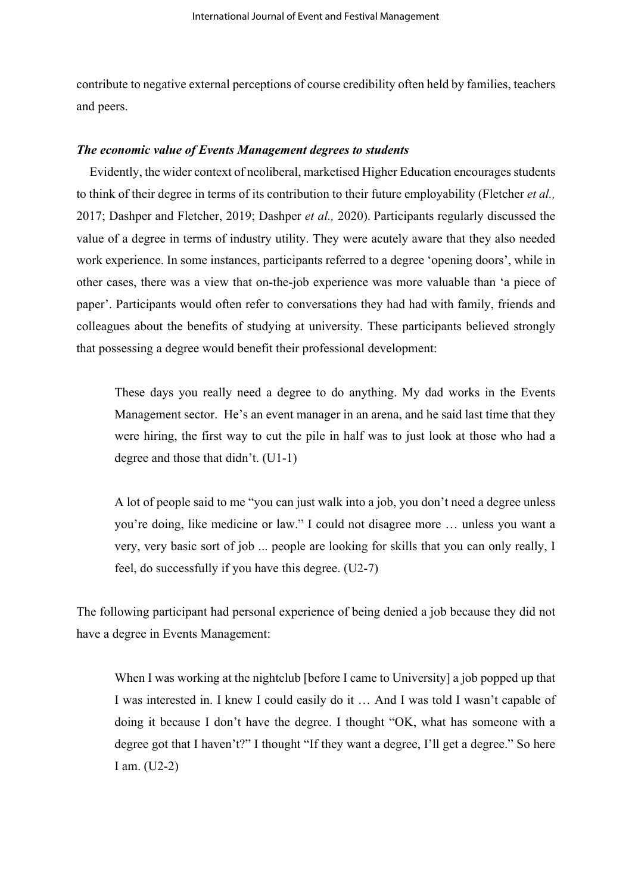contribute to negative external perceptions of course credibility often held by families, teachers and peers.

### ***The economic value of Events Management degrees to students***

Evidently, the wider context of neoliberal, marketised Higher Education encourages students to think of their degree in terms of its contribution to their future employability (Fletcher *et al.,* 2017; Dashper and Fletcher, 2019; Dashper *et al.,* 2020). Participants regularly discussed the value of a degree in terms of industry utility. They were acutely aware that they also needed work experience. In some instances, participants referred to a degree 'opening doors', while in other cases, there was a view that on-the-job experience was more valuable than 'a piece of paper'. Participants would often refer to conversations they had had with family, friends and colleagues about the benefits of studying at university. These participants believed strongly that possessing a degree would benefit their professional development:

> These days you really need a degree to do anything. My dad works in the Events Management sector. He's an event manager in an arena, and he said last time that they were hiring, the first way to cut the pile in half was to just look at those who had a degree and those that didn't. (U1-1)

> A lot of people said to me "you can just walk into a job, you don't need a degree unless you're doing, like medicine or law." I could not disagree more … unless you want a very, very basic sort of job ... people are looking for skills that you can only really, I feel, do successfully if you have this degree. (U2-7)

The following participant had personal experience of being denied a job because they did not have a degree in Events Management:

> When I was working at the nightclub [before I came to University] a job popped up that I was interested in. I knew I could easily do it … And I was told I wasn't capable of doing it because I don't have the degree. I thought "OK, what has someone with a degree got that I haven't?" I thought "If they want a degree, I'll get a degree." So here I am. (U2-2)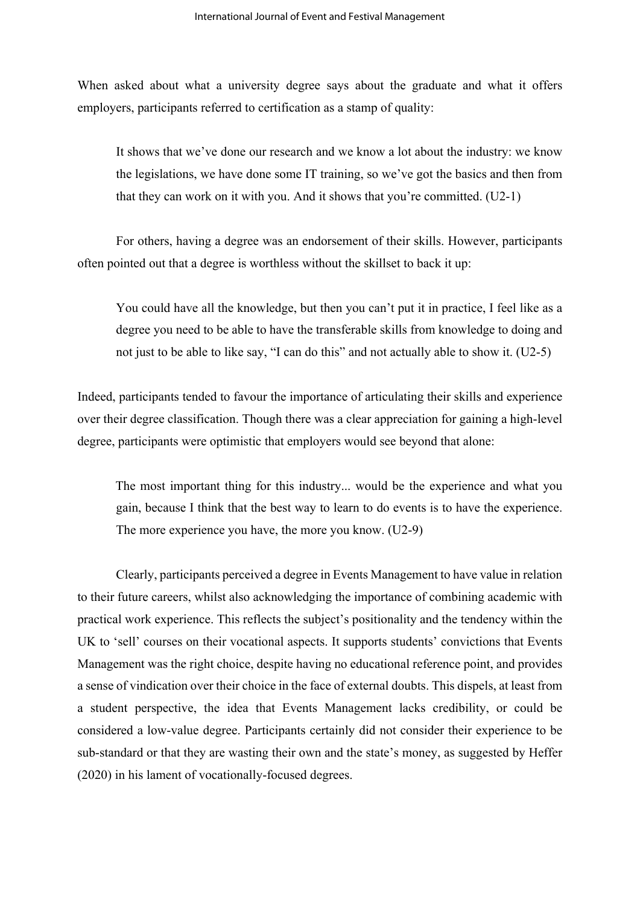When asked about what a university degree says about the graduate and what it offers employers, participants referred to certification as a stamp of quality:

> It shows that we've done our research and we know a lot about the industry: we know the legislations, we have done some IT training, so we've got the basics and then from that they can work on it with you. And it shows that you're committed. (U2-1)

For others, having a degree was an endorsement of their skills. However, participants often pointed out that a degree is worthless without the skillset to back it up:

> You could have all the knowledge, but then you can't put it in practice, I feel like as a degree you need to be able to have the transferable skills from knowledge to doing and not just to be able to like say, "I can do this" and not actually able to show it. (U2-5)

Indeed, participants tended to favour the importance of articulating their skills and experience over their degree classification. Though there was a clear appreciation for gaining a high-level degree, participants were optimistic that employers would see beyond that alone:

> The most important thing for this industry... would be the experience and what you gain, because I think that the best way to learn to do events is to have the experience. The more experience you have, the more you know. (U2-9)

Clearly, participants perceived a degree in Events Management to have value in relation to their future careers, whilst also acknowledging the importance of combining academic with practical work experience. This reflects the subject's positionality and the tendency within the UK to 'sell' courses on their vocational aspects. It supports students' convictions that Events Management was the right choice, despite having no educational reference point, and provides a sense of vindication over their choice in the face of external doubts. This dispels, at least from a student perspective, the idea that Events Management lacks credibility, or could be considered a low-value degree. Participants certainly did not consider their experience to be sub-standard or that they are wasting their own and the state's money, as suggested by Heffer (2020) in his lament of vocationally-focused degrees.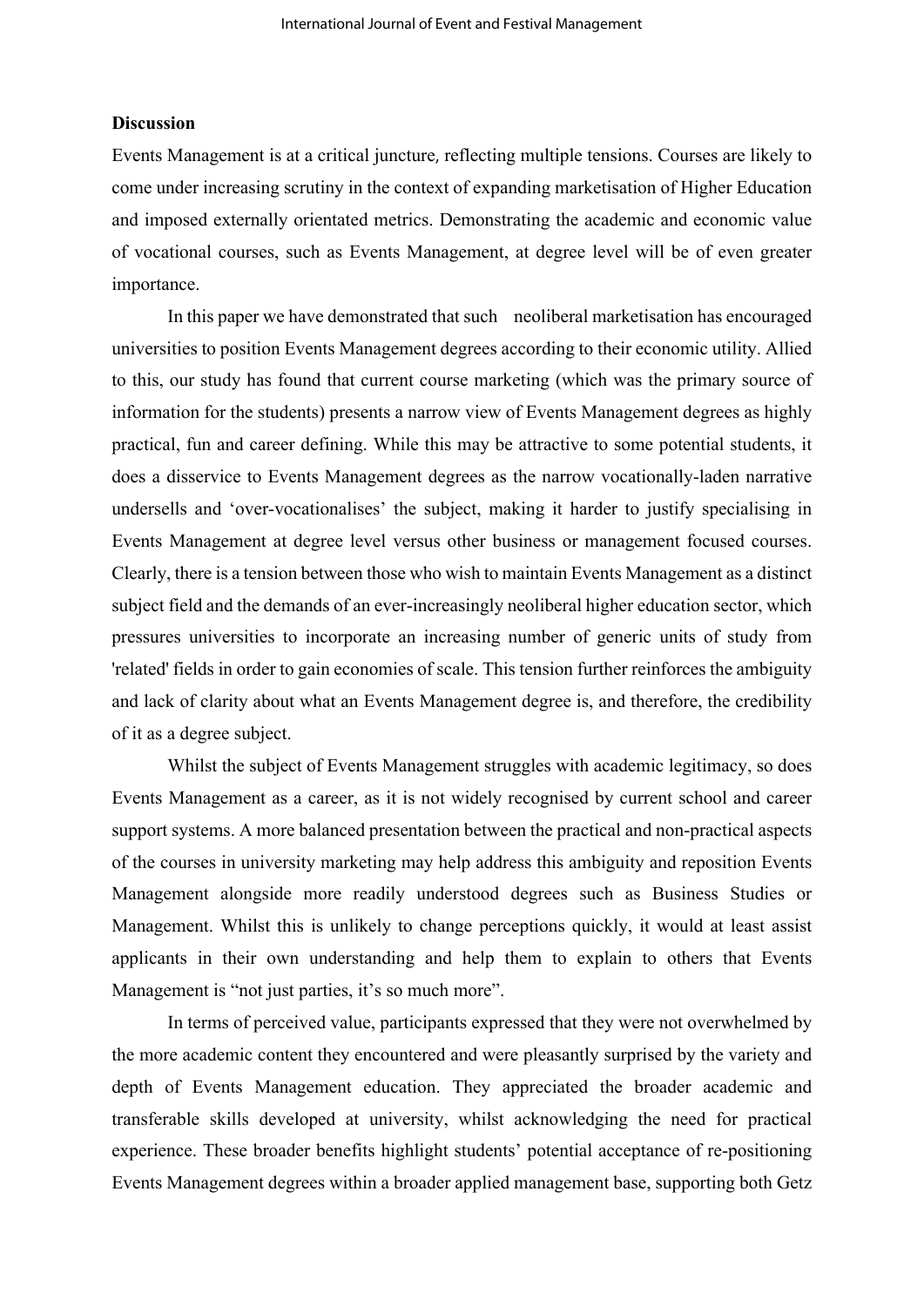**Discussion**

Events Management is at a critical juncture, reflecting multiple tensions. Courses are likely to come under increasing scrutiny in the context of expanding marketisation of Higher Education and imposed externally orientated metrics. Demonstrating the academic and economic value of vocational courses, such as Events Management, at degree level will be of even greater importance.

In this paper we have demonstrated that such neoliberal marketisation has encouraged universities to position Events Management degrees according to their economic utility. Allied to this, our study has found that current course marketing (which was the primary source of information for the students) presents a narrow view of Events Management degrees as highly practical, fun and career defining. While this may be attractive to some potential students, it does a disservice to Events Management degrees as the narrow vocationally-laden narrative undersells and 'over-vocationalises' the subject, making it harder to justify specialising in Events Management at degree level versus other business or management focused courses. Clearly, there is a tension between those who wish to maintain Events Management as a distinct subject field and the demands of an ever-increasingly neoliberal higher education sector, which pressures universities to incorporate an increasing number of generic units of study from 'related' fields in order to gain economies of scale. This tension further reinforces the ambiguity and lack of clarity about what an Events Management degree is, and therefore, the credibility of it as a degree subject.

Whilst the subject of Events Management struggles with academic legitimacy, so does Events Management as a career, as it is not widely recognised by current school and career support systems. A more balanced presentation between the practical and non-practical aspects of the courses in university marketing may help address this ambiguity and reposition Events Management alongside more readily understood degrees such as Business Studies or Management. Whilst this is unlikely to change perceptions quickly, it would at least assist applicants in their own understanding and help them to explain to others that Events Management is "not just parties, it's so much more".

In terms of perceived value, participants expressed that they were not overwhelmed by the more academic content they encountered and were pleasantly surprised by the variety and depth of Events Management education. They appreciated the broader academic and transferable skills developed at university, whilst acknowledging the need for practical experience. These broader benefits highlight students' potential acceptance of re-positioning Events Management degrees within a broader applied management base, supporting both Getz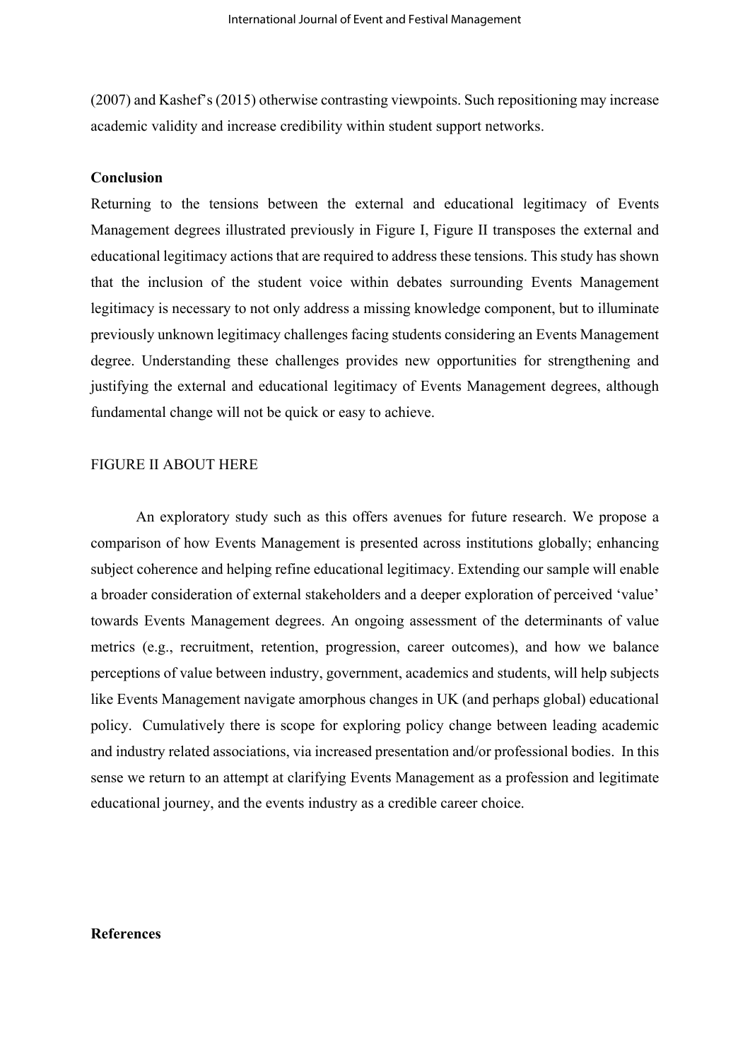(2007) and Kashef's (2015) otherwise contrasting viewpoints. Such repositioning may increase academic validity and increase credibility within student support networks.

## Conclusion

Returning to the tensions between the external and educational legitimacy of Events Management degrees illustrated previously in Figure I, Figure II transposes the external and educational legitimacy actions that are required to address these tensions. This study has shown that the inclusion of the student voice within debates surrounding Events Management legitimacy is necessary to not only address a missing knowledge component, but to illuminate previously unknown legitimacy challenges facing students considering an Events Management degree. Understanding these challenges provides new opportunities for strengthening and justifying the external and educational legitimacy of Events Management degrees, although fundamental change will not be quick or easy to achieve.

FIGURE II ABOUT HERE

An exploratory study such as this offers avenues for future research. We propose a comparison of how Events Management is presented across institutions globally; enhancing subject coherence and helping refine educational legitimacy. Extending our sample will enable a broader consideration of external stakeholders and a deeper exploration of perceived 'value' towards Events Management degrees. An ongoing assessment of the determinants of value metrics (e.g., recruitment, retention, progression, career outcomes), and how we balance perceptions of value between industry, government, academics and students, will help subjects like Events Management navigate amorphous changes in UK (and perhaps global) educational policy. Cumulatively there is scope for exploring policy change between leading academic and industry related associations, via increased presentation and/or professional bodies. In this sense we return to an attempt at clarifying Events Management as a profession and legitimate educational journey, and the events industry as a credible career choice.

## References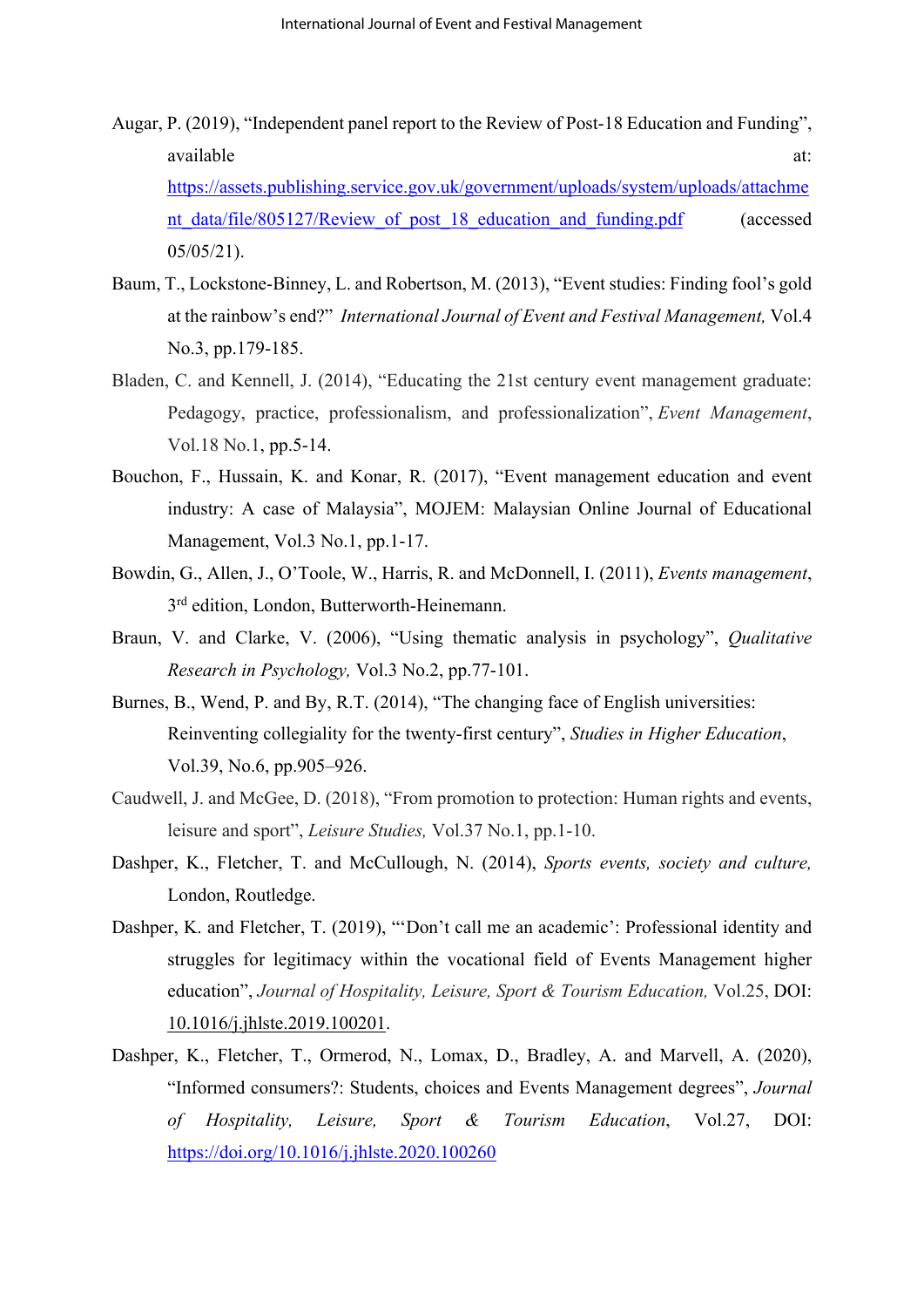Augar, P. (2019), "Independent panel report to the Review of Post-18 Education and Funding", available at: https://assets.publishing.service.gov.uk/government/uploads/system/uploads/attachment_data/file/805127/Review_of_post_18_education_and_funding.pdf (accessed 05/05/21).

Baum, T., Lockstone-Binney, L. and Robertson, M. (2013), "Event studies: Finding fool's gold at the rainbow's end?" *International Journal of Event and Festival Management,* Vol.4 No.3, pp.179-185.

Bladen, C. and Kennell, J. (2014), "Educating the 21st century event management graduate: Pedagogy, practice, professionalism, and professionalization", *Event Management*, Vol.18 No.1, pp.5-14.

Bouchon, F., Hussain, K. and Konar, R. (2017), "Event management education and event industry: A case of Malaysia", MOJEM: Malaysian Online Journal of Educational Management, Vol.3 No.1, pp.1-17.

Bowdin, G., Allen, J., O'Toole, W., Harris, R. and McDonnell, I. (2011), *Events management*, 3rd edition, London, Butterworth-Heinemann.

Braun, V. and Clarke, V. (2006), "Using thematic analysis in psychology", *Qualitative Research in Psychology,* Vol.3 No.2, pp.77-101.

Burnes, B., Wend, P. and By, R.T. (2014), "The changing face of English universities: Reinventing collegiality for the twenty-first century", *Studies in Higher Education*, Vol.39, No.6, pp.905–926.

Caudwell, J. and McGee, D. (2018), "From promotion to protection: Human rights and events, leisure and sport", *Leisure Studies,* Vol.37 No.1, pp.1-10.

Dashper, K., Fletcher, T. and McCullough, N. (2014), *Sports events, society and culture,* London, Routledge.

Dashper, K. and Fletcher, T. (2019), "'Don't call me an academic': Professional identity and struggles for legitimacy within the vocational field of Events Management higher education", *Journal of Hospitality, Leisure, Sport & Tourism Education,* Vol.25, DOI: 10.1016/j.jhlste.2019.100201.

Dashper, K., Fletcher, T., Ormerod, N., Lomax, D., Bradley, A. and Marvell, A. (2020), "Informed consumers?: Students, choices and Events Management degrees", *Journal of Hospitality, Leisure, Sport & Tourism Education*, Vol.27, DOI: https://doi.org/10.1016/j.jhlste.2020.100260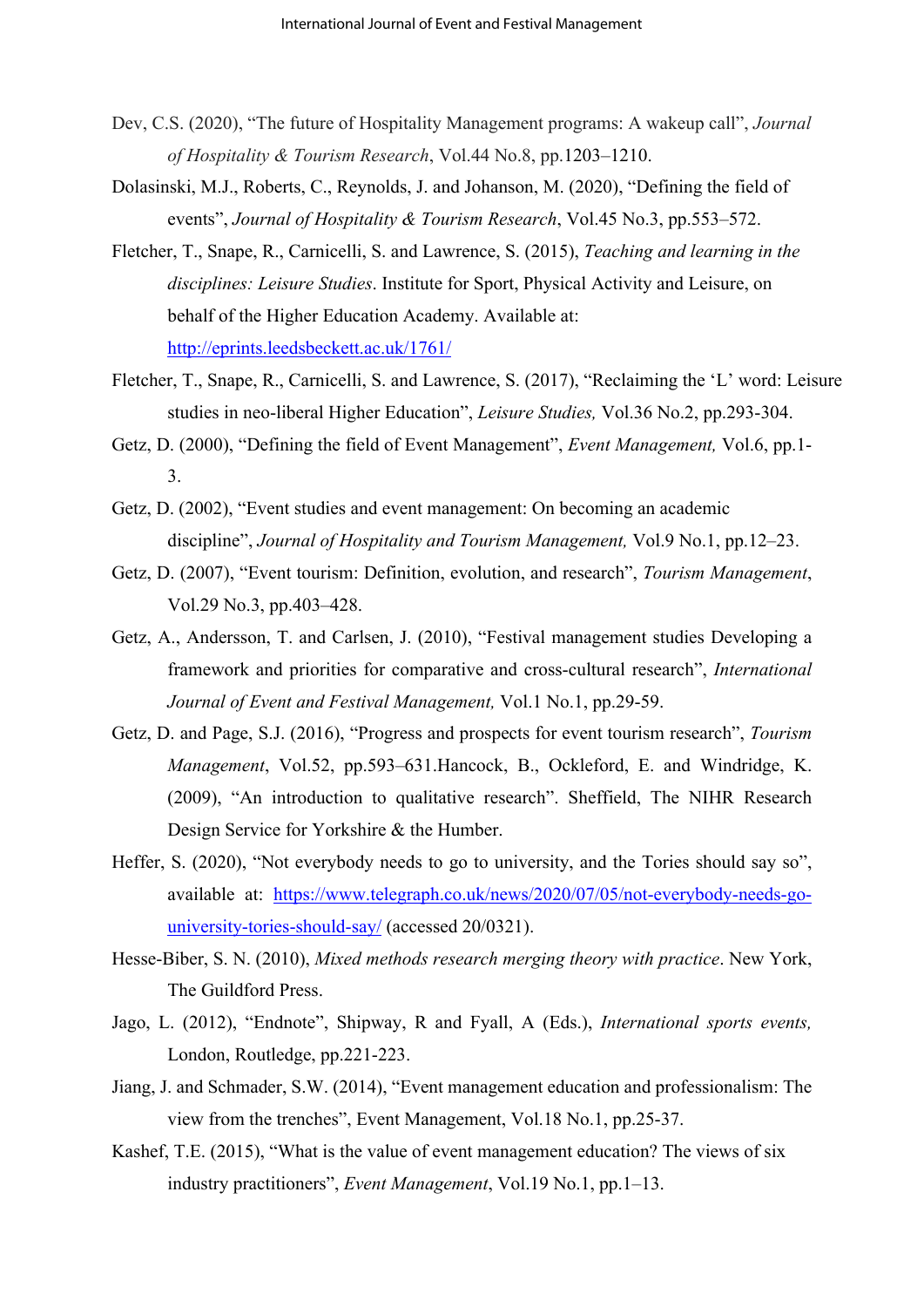Dev, C.S. (2020), "The future of Hospitality Management programs: A wakeup call", *Journal of Hospitality & Tourism Research*, Vol.44 No.8, pp.1203–1210.

Dolasinski, M.J., Roberts, C., Reynolds, J. and Johanson, M. (2020), "Defining the field of events", *Journal of Hospitality & Tourism Research*, Vol.45 No.3, pp.553–572.

Fletcher, T., Snape, R., Carnicelli, S. and Lawrence, S. (2015), *Teaching and learning in the disciplines: Leisure Studies*. Institute for Sport, Physical Activity and Leisure, on behalf of the Higher Education Academy. Available at: http://eprints.leedsbeckett.ac.uk/1761/

Fletcher, T., Snape, R., Carnicelli, S. and Lawrence, S. (2017), "Reclaiming the 'L' word: Leisure studies in neo-liberal Higher Education", *Leisure Studies,* Vol.36 No.2, pp.293-304.

Getz, D. (2000), "Defining the field of Event Management", *Event Management,* Vol.6, pp.1-3.

Getz, D. (2002), "Event studies and event management: On becoming an academic discipline", *Journal of Hospitality and Tourism Management,* Vol.9 No.1, pp.12–23.

Getz, D. (2007), "Event tourism: Definition, evolution, and research", *Tourism Management*, Vol.29 No.3, pp.403–428.

Getz, A., Andersson, T. and Carlsen, J. (2010), "Festival management studies Developing a framework and priorities for comparative and cross-cultural research", *International Journal of Event and Festival Management,* Vol.1 No.1, pp.29-59.

Getz, D. and Page, S.J. (2016), "Progress and prospects for event tourism research", *Tourism Management*, Vol.52, pp.593–631.Hancock, B., Ockleford, E. and Windridge, K. (2009), "An introduction to qualitative research". Sheffield, The NIHR Research Design Service for Yorkshire & the Humber.

Heffer, S. (2020), "Not everybody needs to go to university, and the Tories should say so", available at: https://www.telegraph.co.uk/news/2020/07/05/not-everybody-needs-go-university-tories-should-say/ (accessed 20/0321).

Hesse-Biber, S. N. (2010), *Mixed methods research merging theory with practice*. New York, The Guildford Press.

Jago, L. (2012), "Endnote", Shipway, R and Fyall, A (Eds.), *International sports events,* London, Routledge, pp.221-223.

Jiang, J. and Schmader, S.W. (2014), "Event management education and professionalism: The view from the trenches", Event Management, Vol.18 No.1, pp.25-37.

Kashef, T.E. (2015), "What is the value of event management education? The views of six industry practitioners", *Event Management*, Vol.19 No.1, pp.1–13.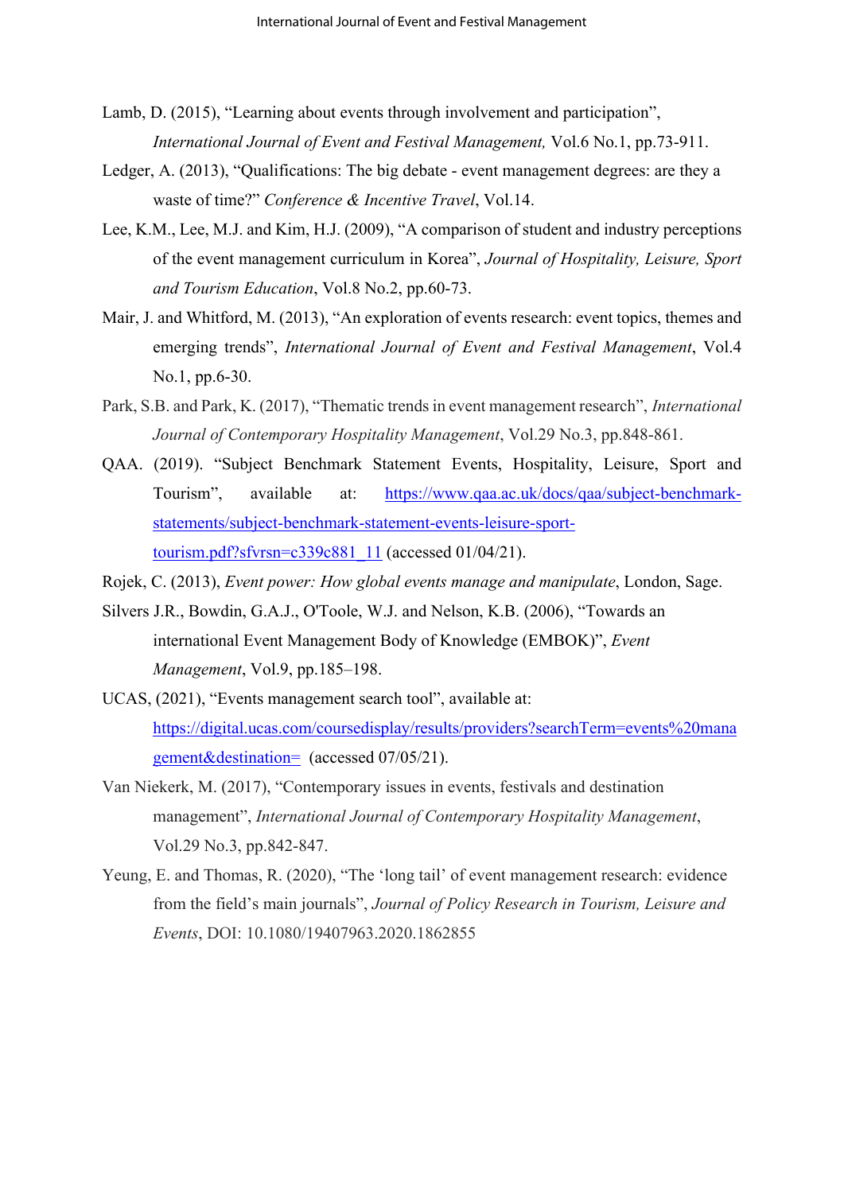Lamb, D. (2015), "Learning about events through involvement and participation", *International Journal of Event and Festival Management,* Vol.6 No.1, pp.73-911.

Ledger, A. (2013), "Qualifications: The big debate - event management degrees: are they a waste of time?" *Conference & Incentive Travel*, Vol.14.

Lee, K.M., Lee, M.J. and Kim, H.J. (2009), "A comparison of student and industry perceptions of the event management curriculum in Korea", *Journal of Hospitality, Leisure, Sport and Tourism Education*, Vol.8 No.2, pp.60-73.

Mair, J. and Whitford, M. (2013), "An exploration of events research: event topics, themes and emerging trends", *International Journal of Event and Festival Management*, Vol.4 No.1, pp.6-30.

Park, S.B. and Park, K. (2017), "Thematic trends in event management research", *International Journal of Contemporary Hospitality Management*, Vol.29 No.3, pp.848-861.

QAA. (2019). "Subject Benchmark Statement Events, Hospitality, Leisure, Sport and Tourism", available at: [https://www.qaa.ac.uk/docs/qaa/subject-benchmark-statements/subject-benchmark-statement-events-leisure-sport-tourism.pdf?sfvrsn=c339c881_11](https://www.qaa.ac.uk/docs/qaa/subject-benchmark-statements/subject-benchmark-statement-events-leisure-sport-tourism.pdf?sfvrsn=c339c881_11) (accessed 01/04/21).

Rojek, C. (2013), *Event power: How global events manage and manipulate*, London, Sage.

Silvers J.R., Bowdin, G.A.J., O'Toole, W.J. and Nelson, K.B. (2006), "Towards an international Event Management Body of Knowledge (EMBOK)", *Event Management*, Vol.9, pp.185–198.

UCAS, (2021), "Events management search tool", available at: [https://digital.ucas.com/coursedisplay/results/providers?searchTerm=events%20management&destination=](https://digital.ucas.com/coursedisplay/results/providers?searchTerm=events%20management&destination=) (accessed 07/05/21).

Van Niekerk, M. (2017), "Contemporary issues in events, festivals and destination management", *International Journal of Contemporary Hospitality Management*, Vol.29 No.3, pp.842-847.

Yeung, E. and Thomas, R. (2020), "The 'long tail' of event management research: evidence from the field's main journals", *Journal of Policy Research in Tourism, Leisure and Events*, DOI: 10.1080/19407963.2020.1862855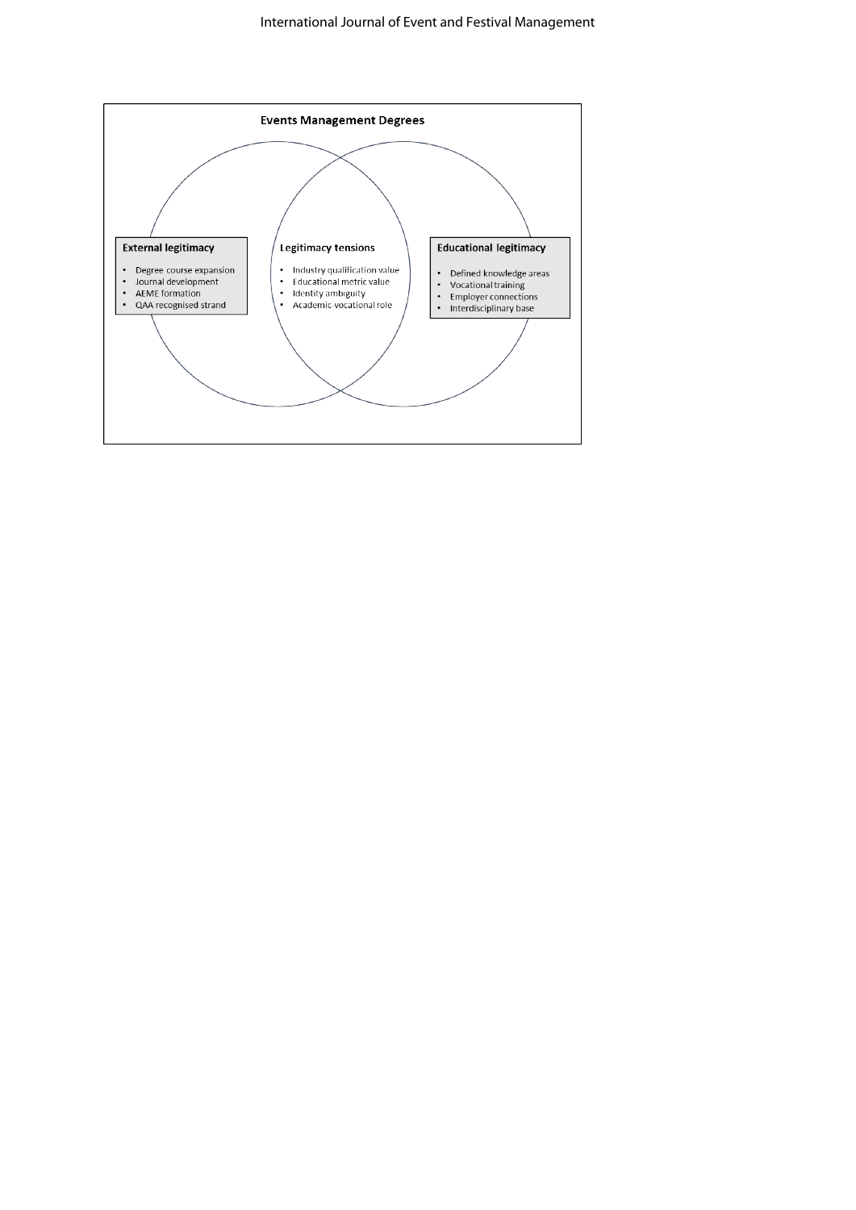**Events Management Degrees**

**External legitimacy**

- Degree course expansion
- Journal development
- AEME formation
- QAA recognised strand

**Legitimacy tensions**

- Industry qualification value
- Educational metric value
- Identity ambiguity
- Academic-vocational role

**Educational legitimacy**

- Defined knowledge areas
- Vocational training
- Employer connections
- Interdisciplinary base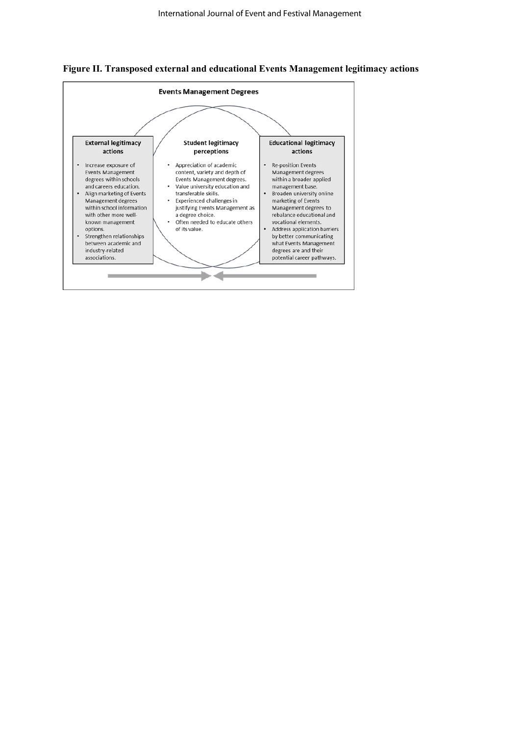**Figure II. Transposed external and educational Events Management legitimacy actions**

**Events Management Degrees**

**External legitimacy actions**

- Increase exposure of Events Management degrees within schools and careers education.
- Align marketing of Events Management degrees within school information with other more well-known management options.
- Strengthen relationships between academic and industry-related associations.

**Student legitimacy perceptions**

- Appreciation of academic content, variety and depth of Events Management degrees.
- Value university education and transferable skills.
- Experienced challenges in justifying Events Management as a degree choice.
- Often needed to educate others of its value.

**Educational legitimacy actions**

- Re-position Events Management degrees within a broader applied management base.
- Broaden university online marketing of Events Management degrees to rebalance educational and vocational elements.
- Address application barriers by better communicating what Events Management degrees are and their potential career pathways.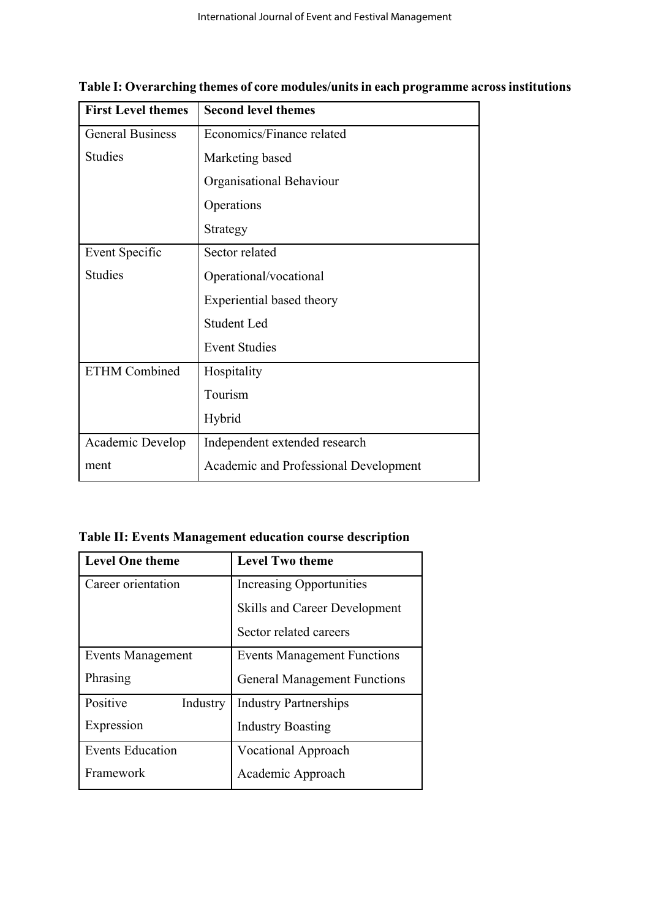**Table I: Overarching themes of core modules/units in each programme across institutions**

| First Level themes | Second level themes |
|---|---|
| General Business Studies | Economics/Finance related |
| | Marketing based |
| | Organisational Behaviour |
| | Operations |
| | Strategy |
| Event Specific Studies | Sector related |
| | Operational/vocational |
| | Experiential based theory |
| | Student Led |
| | Event Studies |
| ETHM Combined | Hospitality |
| | Tourism |
| | Hybrid |
| Academic Development | Independent extended research |
| | Academic and Professional Development |

**Table II: Events Management education course description**

| Level One theme | Level Two theme |
|---|---|
| Career orientation | Increasing Opportunities |
| | Skills and Career Development |
| | Sector related careers |
| Events Management Phrasing | Events Management Functions |
| | General Management Functions |
| Positive Industry Expression | Industry Partnerships |
| | Industry Boasting |
| Events Education Framework | Vocational Approach |
| | Academic Approach |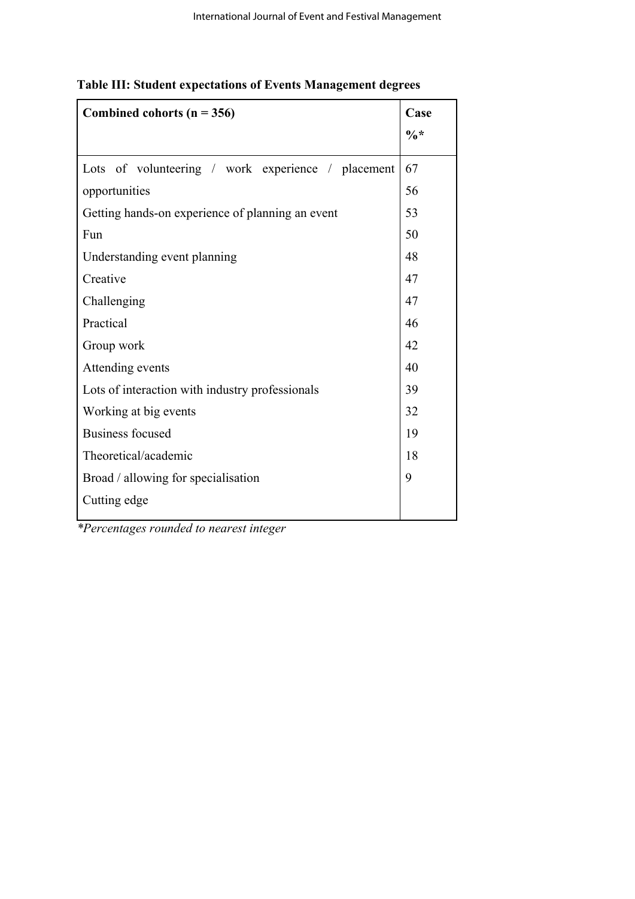**Table III: Student expectations of Events Management degrees**

| Combined cohorts (n = 356) | Case %* |
|---|---|
| Lots of volunteering / work experience / placement opportunities | 67 |
| Getting hands-on experience of planning an event | 56 |
| Fun | 53 |
| Understanding event planning | 50 |
| Creative | 48 |
| Challenging | 47 |
| Practical | 47 |
| Group work | 46 |
| Attending events | 42 |
| Lots of interaction with industry professionals | 40 |
| Working at big events | 39 |
| Business focused | 32 |
| Theoretical/academic | 19 |
| Broad / allowing for specialisation | 18 |
| Cutting edge | 9 |

*\*Percentages rounded to nearest integer*